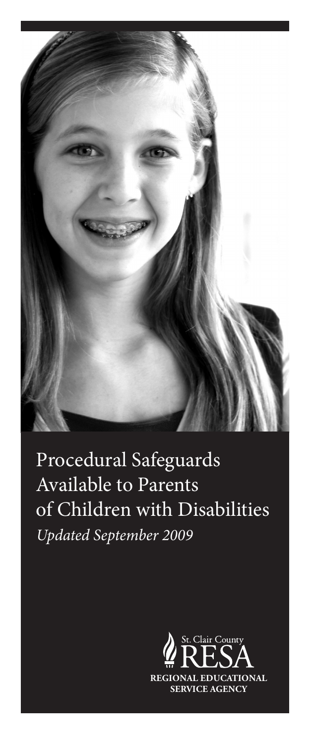# Procedural Safeguards Available to Parents of Children with Disabilities

*Updated September 2009*

St. Clair County RESA

REGIONAL EDUCATIONAL SERVICE AGENCY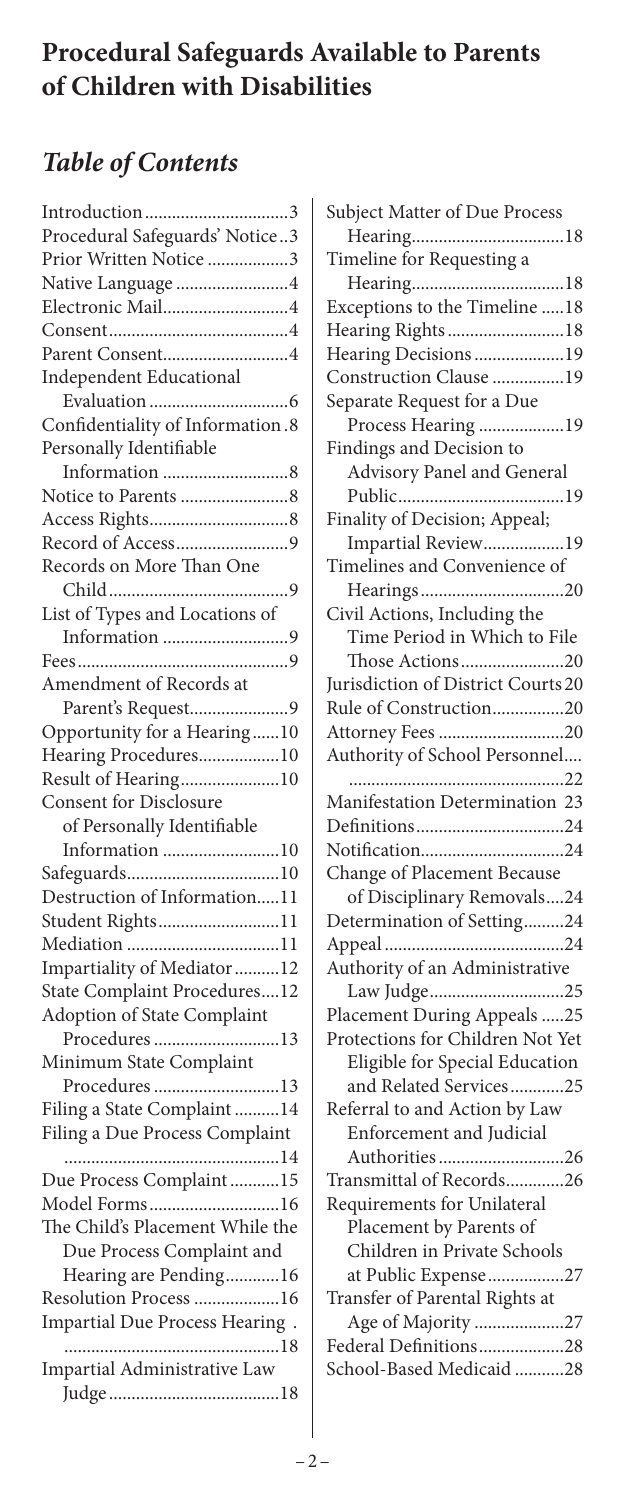## Procedural Safeguards Available to Parents of Children with Disabilities

### *Table of Contents*

Introduction....3
Procedural Safeguards' Notice..3
Prior Written Notice....3
Native Language....4
Electronic Mail....4
Consent....4
Parent Consent....4
Independent Educational Evaluation....6
Confidentiality of Information.8
Personally Identifiable Information....8
Notice to Parents....8
Access Rights....8
Record of Access....9
Records on More Than One Child....9
List of Types and Locations of Information....9
Fees....9
Amendment of Records at Parent's Request....9
Opportunity for a Hearing....10
Hearing Procedures....10
Result of Hearing....10
Consent for Disclosure of Personally Identifiable Information....10
Safeguards....10
Destruction of Information....11
Student Rights....11
Mediation....11
Impartiality of Mediator....12
State Complaint Procedures....12
Adoption of State Complaint Procedures....13
Minimum State Complaint Procedures....13
Filing a State Complaint....14
Filing a Due Process Complaint....14
Due Process Complaint....15
Model Forms....16
The Child's Placement While the Due Process Complaint and Hearing are Pending....16
Resolution Process....16
Impartial Due Process Hearing....18
Impartial Administrative Law Judge....18
Subject Matter of Due Process Hearing....18
Timeline for Requesting a Hearing....18
Exceptions to the Timeline....18
Hearing Rights....18
Hearing Decisions....19
Construction Clause....19
Separate Request for a Due Process Hearing....19
Findings and Decision to Advisory Panel and General Public....19
Finality of Decision; Appeal; Impartial Review....19
Timelines and Convenience of Hearings....20
Civil Actions, Including the Time Period in Which to File Those Actions....20
Jurisdiction of District Courts 20
Rule of Construction....20
Attorney Fees....20
Authority of School Personnel....22
Manifestation Determination 23
Definitions....24
Notification....24
Change of Placement Because of Disciplinary Removals....24
Determination of Setting....24
Appeal....24
Authority of an Administrative Law Judge....25
Placement During Appeals....25
Protections for Children Not Yet Eligible for Special Education and Related Services....25
Referral to and Action by Law Enforcement and Judicial Authorities....26
Transmittal of Records....26
Requirements for Unilateral Placement by Parents of Children in Private Schools at Public Expense....27
Transfer of Parental Rights at Age of Majority....27
Federal Definitions....28
School-Based Medicaid....28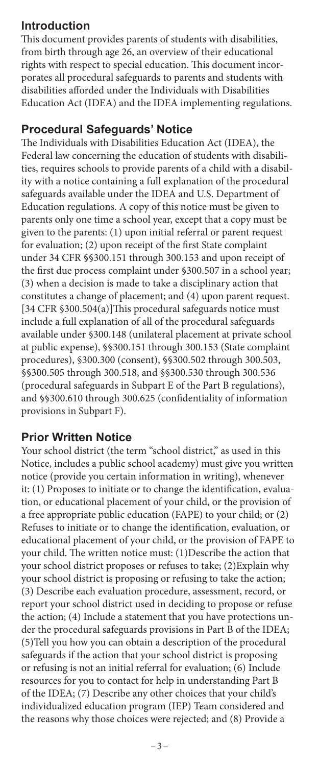## Introduction

This document provides parents of students with disabilities, from birth through age 26, an overview of their educational rights with respect to special education. This document incorporates all procedural safeguards to parents and students with disabilities afforded under the Individuals with Disabilities Education Act (IDEA) and the IDEA implementing regulations.

## Procedural Safeguards' Notice

The Individuals with Disabilities Education Act (IDEA), the Federal law concerning the education of students with disabilities, requires schools to provide parents of a child with a disability with a notice containing a full explanation of the procedural safeguards available under the IDEA and U.S. Department of Education regulations. A copy of this notice must be given to parents only one time a school year, except that a copy must be given to the parents: (1) upon initial referral or parent request for evaluation; (2) upon receipt of the first State complaint under 34 CFR §§300.151 through 300.153 and upon receipt of the first due process complaint under §300.507 in a school year; (3) when a decision is made to take a disciplinary action that constitutes a change of placement; and (4) upon parent request. [34 CFR §300.504(a)]This procedural safeguards notice must include a full explanation of all of the procedural safeguards available under §300.148 (unilateral placement at private school at public expense), §§300.151 through 300.153 (State complaint procedures), §300.300 (consent), §§300.502 through 300.503, §§300.505 through 300.518, and §§300.530 through 300.536 (procedural safeguards in Subpart E of the Part B regulations), and §§300.610 through 300.625 (confidentiality of information provisions in Subpart F).

## Prior Written Notice

Your school district (the term "school district," as used in this Notice, includes a public school academy) must give you written notice (provide you certain information in writing), whenever it: (1) Proposes to initiate or to change the identification, evaluation, or educational placement of your child, or the provision of a free appropriate public education (FAPE) to your child; or (2) Refuses to initiate or to change the identification, evaluation, or educational placement of your child, or the provision of FAPE to your child. The written notice must: (1)Describe the action that your school district proposes or refuses to take; (2)Explain why your school district is proposing or refusing to take the action; (3) Describe each evaluation procedure, assessment, record, or report your school district used in deciding to propose or refuse the action; (4) Include a statement that you have protections under the procedural safeguards provisions in Part B of the IDEA; (5)Tell you how you can obtain a description of the procedural safeguards if the action that your school district is proposing or refusing is not an initial referral for evaluation; (6) Include resources for you to contact for help in understanding Part B of the IDEA; (7) Describe any other choices that your child's individualized education program (IEP) Team considered and the reasons why those choices were rejected; and (8) Provide a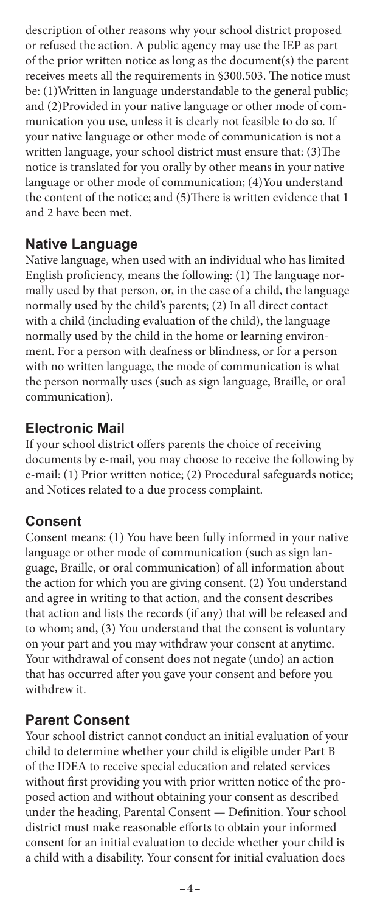description of other reasons why your school district proposed or refused the action. A public agency may use the IEP as part of the prior written notice as long as the document(s) the parent receives meets all the requirements in §300.503. The notice must be: (1)Written in language understandable to the general public; and (2)Provided in your native language or other mode of communication you use, unless it is clearly not feasible to do so. If your native language or other mode of communication is not a written language, your school district must ensure that: (3)The notice is translated for you orally by other means in your native language or other mode of communication; (4)You understand the content of the notice; and (5)There is written evidence that 1 and 2 have been met.

## Native Language

Native language, when used with an individual who has limited English proficiency, means the following: (1) The language normally used by that person, or, in the case of a child, the language normally used by the child's parents; (2) In all direct contact with a child (including evaluation of the child), the language normally used by the child in the home or learning environment. For a person with deafness or blindness, or for a person with no written language, the mode of communication is what the person normally uses (such as sign language, Braille, or oral communication).

## Electronic Mail

If your school district offers parents the choice of receiving documents by e-mail, you may choose to receive the following by e-mail: (1) Prior written notice; (2) Procedural safeguards notice; and Notices related to a due process complaint.

## Consent

Consent means: (1) You have been fully informed in your native language or other mode of communication (such as sign language, Braille, or oral communication) of all information about the action for which you are giving consent. (2) You understand and agree in writing to that action, and the consent describes that action and lists the records (if any) that will be released and to whom; and, (3) You understand that the consent is voluntary on your part and you may withdraw your consent at anytime. Your withdrawal of consent does not negate (undo) an action that has occurred after you gave your consent and before you withdrew it.

## Parent Consent

Your school district cannot conduct an initial evaluation of your child to determine whether your child is eligible under Part B of the IDEA to receive special education and related services without first providing you with prior written notice of the proposed action and without obtaining your consent as described under the heading, Parental Consent — Definition. Your school district must make reasonable efforts to obtain your informed consent for an initial evaluation to decide whether your child is a child with a disability. Your consent for initial evaluation does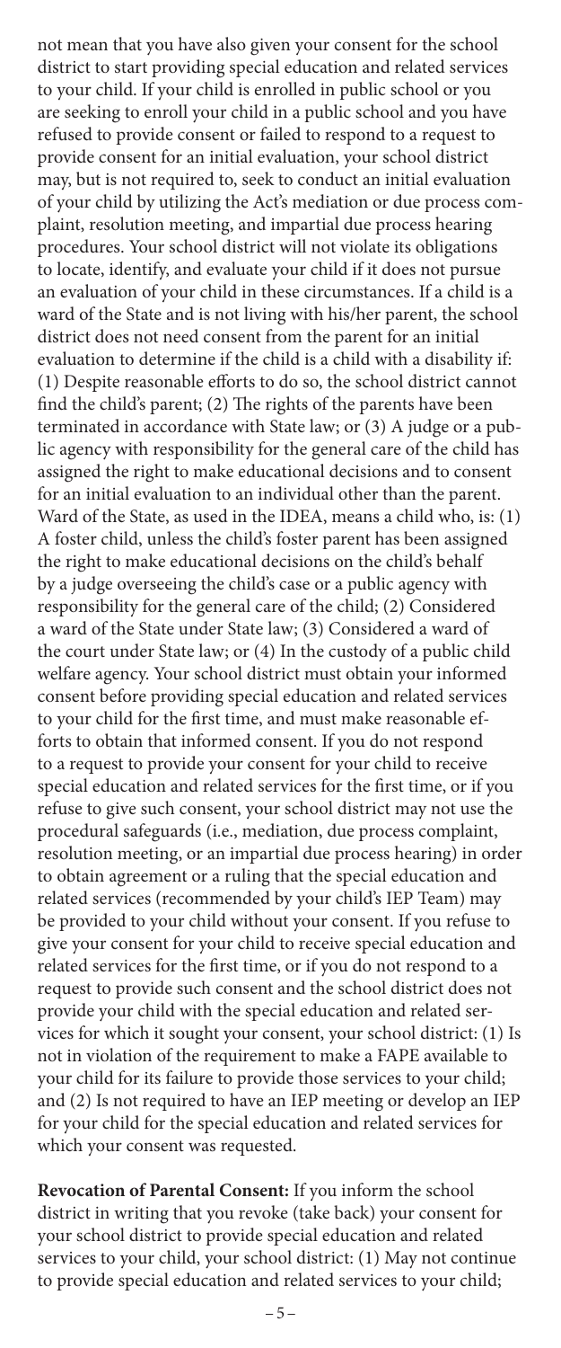not mean that you have also given your consent for the school district to start providing special education and related services to your child. If your child is enrolled in public school or you are seeking to enroll your child in a public school and you have refused to provide consent or failed to respond to a request to provide consent for an initial evaluation, your school district may, but is not required to, seek to conduct an initial evaluation of your child by utilizing the Act's mediation or due process complaint, resolution meeting, and impartial due process hearing procedures. Your school district will not violate its obligations to locate, identify, and evaluate your child if it does not pursue an evaluation of your child in these circumstances. If a child is a ward of the State and is not living with his/her parent, the school district does not need consent from the parent for an initial evaluation to determine if the child is a child with a disability if: (1) Despite reasonable efforts to do so, the school district cannot find the child's parent; (2) The rights of the parents have been terminated in accordance with State law; or (3) A judge or a public agency with responsibility for the general care of the child has assigned the right to make educational decisions and to consent for an initial evaluation to an individual other than the parent. Ward of the State, as used in the IDEA, means a child who, is: (1) A foster child, unless the child's foster parent has been assigned the right to make educational decisions on the child's behalf by a judge overseeing the child's case or a public agency with responsibility for the general care of the child; (2) Considered a ward of the State under State law; (3) Considered a ward of the court under State law; or (4) In the custody of a public child welfare agency. Your school district must obtain your informed consent before providing special education and related services to your child for the first time, and must make reasonable efforts to obtain that informed consent. If you do not respond to a request to provide your consent for your child to receive special education and related services for the first time, or if you refuse to give such consent, your school district may not use the procedural safeguards (i.e., mediation, due process complaint, resolution meeting, or an impartial due process hearing) in order to obtain agreement or a ruling that the special education and related services (recommended by your child's IEP Team) may be provided to your child without your consent. If you refuse to give your consent for your child to receive special education and related services for the first time, or if you do not respond to a request to provide such consent and the school district does not provide your child with the special education and related services for which it sought your consent, your school district: (1) Is not in violation of the requirement to make a FAPE available to your child for its failure to provide those services to your child; and (2) Is not required to have an IEP meeting or develop an IEP for your child for the special education and related services for which your consent was requested.

**Revocation of Parental Consent:** If you inform the school district in writing that you revoke (take back) your consent for your school district to provide special education and related services to your child, your school district: (1) May not continue to provide special education and related services to your child;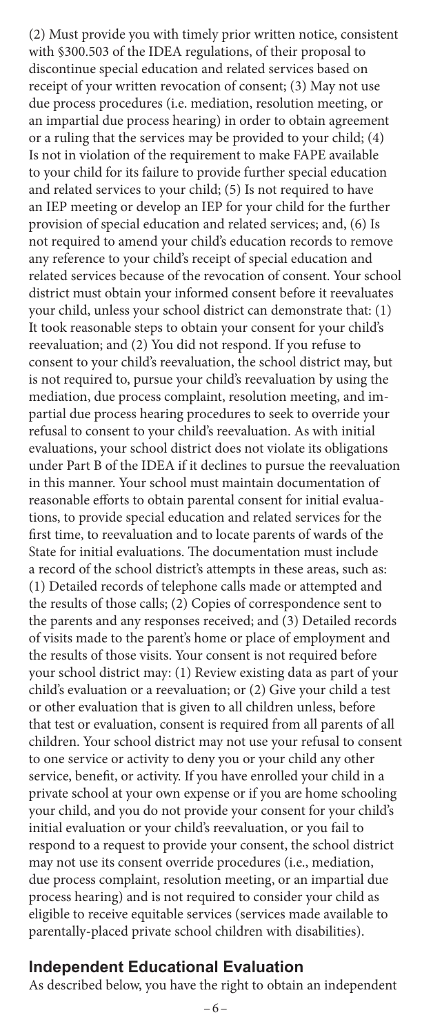(2) Must provide you with timely prior written notice, consistent with §300.503 of the IDEA regulations, of their proposal to discontinue special education and related services based on receipt of your written revocation of consent; (3) May not use due process procedures (i.e. mediation, resolution meeting, or an impartial due process hearing) in order to obtain agreement or a ruling that the services may be provided to your child; (4) Is not in violation of the requirement to make FAPE available to your child for its failure to provide further special education and related services to your child; (5) Is not required to have an IEP meeting or develop an IEP for your child for the further provision of special education and related services; and, (6) Is not required to amend your child's education records to remove any reference to your child's receipt of special education and related services because of the revocation of consent. Your school district must obtain your informed consent before it reevaluates your child, unless your school district can demonstrate that: (1) It took reasonable steps to obtain your consent for your child's reevaluation; and (2) You did not respond. If you refuse to consent to your child's reevaluation, the school district may, but is not required to, pursue your child's reevaluation by using the mediation, due process complaint, resolution meeting, and impartial due process hearing procedures to seek to override your refusal to consent to your child's reevaluation. As with initial evaluations, your school district does not violate its obligations under Part B of the IDEA if it declines to pursue the reevaluation in this manner. Your school must maintain documentation of reasonable efforts to obtain parental consent for initial evaluations, to provide special education and related services for the first time, to reevaluation and to locate parents of wards of the State for initial evaluations. The documentation must include a record of the school district's attempts in these areas, such as: (1) Detailed records of telephone calls made or attempted and the results of those calls; (2) Copies of correspondence sent to the parents and any responses received; and (3) Detailed records of visits made to the parent's home or place of employment and the results of those visits. Your consent is not required before your school district may: (1) Review existing data as part of your child's evaluation or a reevaluation; or (2) Give your child a test or other evaluation that is given to all children unless, before that test or evaluation, consent is required from all parents of all children. Your school district may not use your refusal to consent to one service or activity to deny you or your child any other service, benefit, or activity. If you have enrolled your child in a private school at your own expense or if you are home schooling your child, and you do not provide your consent for your child's initial evaluation or your child's reevaluation, or you fail to respond to a request to provide your consent, the school district may not use its consent override procedures (i.e., mediation, due process complaint, resolution meeting, or an impartial due process hearing) and is not required to consider your child as eligible to receive equitable services (services made available to parentally-placed private school children with disabilities).

## Independent Educational Evaluation

As described below, you have the right to obtain an independent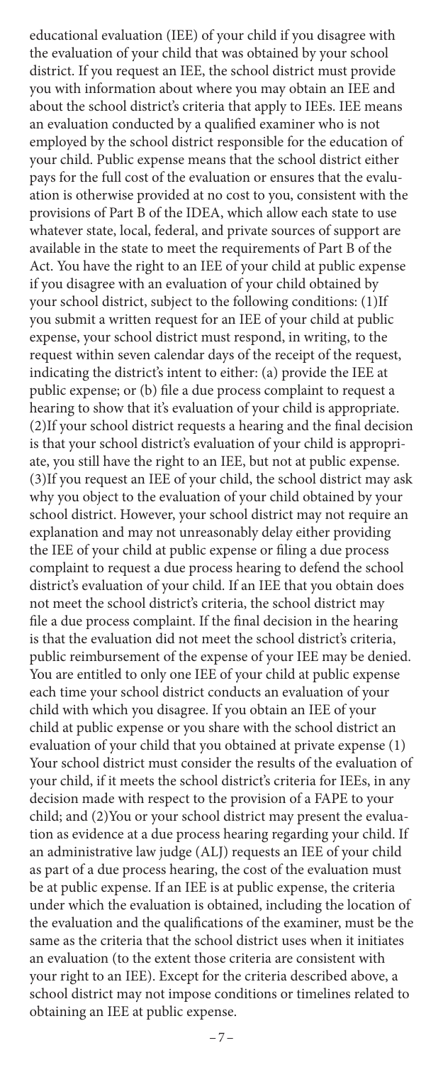educational evaluation (IEE) of your child if you disagree with the evaluation of your child that was obtained by your school district. If you request an IEE, the school district must provide you with information about where you may obtain an IEE and about the school district's criteria that apply to IEEs. IEE means an evaluation conducted by a qualified examiner who is not employed by the school district responsible for the education of your child. Public expense means that the school district either pays for the full cost of the evaluation or ensures that the evaluation is otherwise provided at no cost to you, consistent with the provisions of Part B of the IDEA, which allow each state to use whatever state, local, federal, and private sources of support are available in the state to meet the requirements of Part B of the Act. You have the right to an IEE of your child at public expense if you disagree with an evaluation of your child obtained by your school district, subject to the following conditions: (1)If you submit a written request for an IEE of your child at public expense, your school district must respond, in writing, to the request within seven calendar days of the receipt of the request, indicating the district's intent to either: (a) provide the IEE at public expense; or (b) file a due process complaint to request a hearing to show that it's evaluation of your child is appropriate. (2)If your school district requests a hearing and the final decision is that your school district's evaluation of your child is appropriate, you still have the right to an IEE, but not at public expense. (3)If you request an IEE of your child, the school district may ask why you object to the evaluation of your child obtained by your school district. However, your school district may not require an explanation and may not unreasonably delay either providing the IEE of your child at public expense or filing a due process complaint to request a due process hearing to defend the school district's evaluation of your child. If an IEE that you obtain does not meet the school district's criteria, the school district may file a due process complaint. If the final decision in the hearing is that the evaluation did not meet the school district's criteria, public reimbursement of the expense of your IEE may be denied. You are entitled to only one IEE of your child at public expense each time your school district conducts an evaluation of your child with which you disagree. If you obtain an IEE of your child at public expense or you share with the school district an evaluation of your child that you obtained at private expense (1) Your school district must consider the results of the evaluation of your child, if it meets the school district's criteria for IEEs, in any decision made with respect to the provision of a FAPE to your child; and (2)You or your school district may present the evaluation as evidence at a due process hearing regarding your child. If an administrative law judge (ALJ) requests an IEE of your child as part of a due process hearing, the cost of the evaluation must be at public expense. If an IEE is at public expense, the criteria under which the evaluation is obtained, including the location of the evaluation and the qualifications of the examiner, must be the same as the criteria that the school district uses when it initiates an evaluation (to the extent those criteria are consistent with your right to an IEE). Except for the criteria described above, a school district may not impose conditions or timelines related to obtaining an IEE at public expense.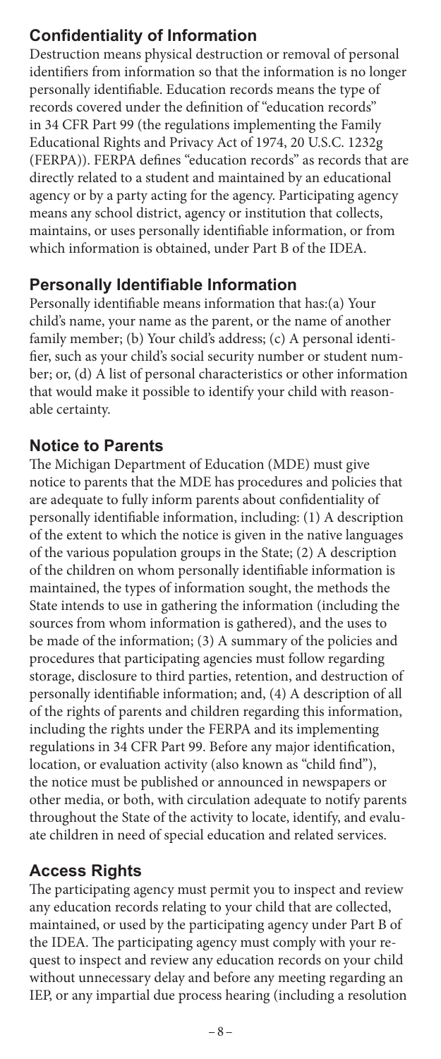## Confidentiality of Information

Destruction means physical destruction or removal of personal identifiers from information so that the information is no longer personally identifiable. Education records means the type of records covered under the definition of "education records" in 34 CFR Part 99 (the regulations implementing the Family Educational Rights and Privacy Act of 1974, 20 U.S.C. 1232g (FERPA)). FERPA defines "education records" as records that are directly related to a student and maintained by an educational agency or by a party acting for the agency. Participating agency means any school district, agency or institution that collects, maintains, or uses personally identifiable information, or from which information is obtained, under Part B of the IDEA.

## Personally Identifiable Information

Personally identifiable means information that has:(a) Your child's name, your name as the parent, or the name of another family member; (b) Your child's address; (c) A personal identifier, such as your child's social security number or student number; or, (d) A list of personal characteristics or other information that would make it possible to identify your child with reasonable certainty.

## Notice to Parents

The Michigan Department of Education (MDE) must give notice to parents that the MDE has procedures and policies that are adequate to fully inform parents about confidentiality of personally identifiable information, including: (1) A description of the extent to which the notice is given in the native languages of the various population groups in the State; (2) A description of the children on whom personally identifiable information is maintained, the types of information sought, the methods the State intends to use in gathering the information (including the sources from whom information is gathered), and the uses to be made of the information; (3) A summary of the policies and procedures that participating agencies must follow regarding storage, disclosure to third parties, retention, and destruction of personally identifiable information; and, (4) A description of all of the rights of parents and children regarding this information, including the rights under the FERPA and its implementing regulations in 34 CFR Part 99. Before any major identification, location, or evaluation activity (also known as "child find"), the notice must be published or announced in newspapers or other media, or both, with circulation adequate to notify parents throughout the State of the activity to locate, identify, and evaluate children in need of special education and related services.

## Access Rights

The participating agency must permit you to inspect and review any education records relating to your child that are collected, maintained, or used by the participating agency under Part B of the IDEA. The participating agency must comply with your request to inspect and review any education records on your child without unnecessary delay and before any meeting regarding an IEP, or any impartial due process hearing (including a resolution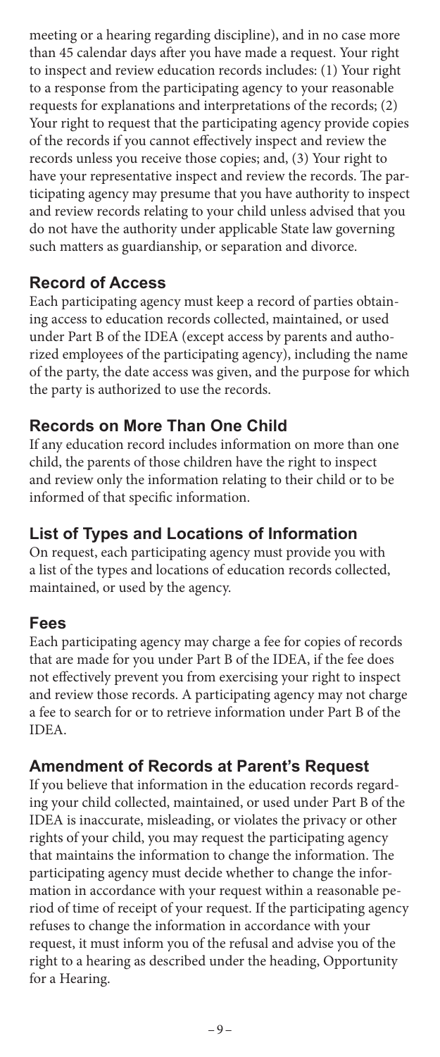meeting or a hearing regarding discipline), and in no case more than 45 calendar days after you have made a request. Your right to inspect and review education records includes: (1) Your right to a response from the participating agency to your reasonable requests for explanations and interpretations of the records; (2) Your right to request that the participating agency provide copies of the records if you cannot effectively inspect and review the records unless you receive those copies; and, (3) Your right to have your representative inspect and review the records. The participating agency may presume that you have authority to inspect and review records relating to your child unless advised that you do not have the authority under applicable State law governing such matters as guardianship, or separation and divorce.

## Record of Access

Each participating agency must keep a record of parties obtaining access to education records collected, maintained, or used under Part B of the IDEA (except access by parents and authorized employees of the participating agency), including the name of the party, the date access was given, and the purpose for which the party is authorized to use the records.

## Records on More Than One Child

If any education record includes information on more than one child, the parents of those children have the right to inspect and review only the information relating to their child or to be informed of that specific information.

## List of Types and Locations of Information

On request, each participating agency must provide you with a list of the types and locations of education records collected, maintained, or used by the agency.

## Fees

Each participating agency may charge a fee for copies of records that are made for you under Part B of the IDEA, if the fee does not effectively prevent you from exercising your right to inspect and review those records. A participating agency may not charge a fee to search for or to retrieve information under Part B of the IDEA.

## Amendment of Records at Parent's Request

If you believe that information in the education records regarding your child collected, maintained, or used under Part B of the IDEA is inaccurate, misleading, or violates the privacy or other rights of your child, you may request the participating agency that maintains the information to change the information. The participating agency must decide whether to change the information in accordance with your request within a reasonable period of time of receipt of your request. If the participating agency refuses to change the information in accordance with your request, it must inform you of the refusal and advise you of the right to a hearing as described under the heading, Opportunity for a Hearing.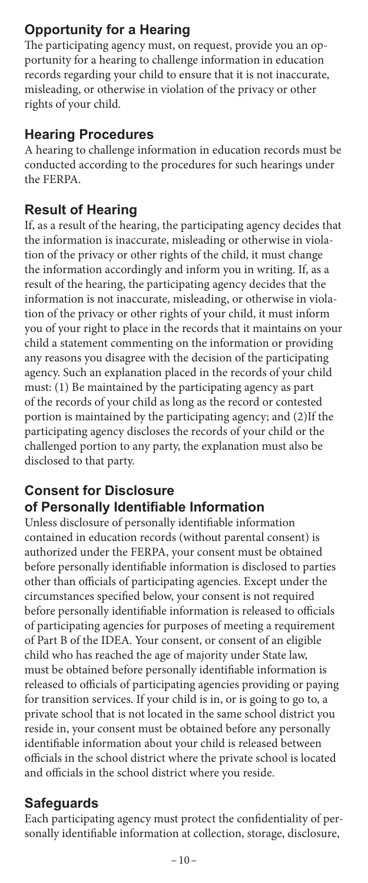## Opportunity for a Hearing

The participating agency must, on request, provide you an opportunity for a hearing to challenge information in education records regarding your child to ensure that it is not inaccurate, misleading, or otherwise in violation of the privacy or other rights of your child.

## Hearing Procedures

A hearing to challenge information in education records must be conducted according to the procedures for such hearings under the FERPA.

## Result of Hearing

If, as a result of the hearing, the participating agency decides that the information is inaccurate, misleading or otherwise in violation of the privacy or other rights of the child, it must change the information accordingly and inform you in writing. If, as a result of the hearing, the participating agency decides that the information is not inaccurate, misleading, or otherwise in violation of the privacy or other rights of your child, it must inform you of your right to place in the records that it maintains on your child a statement commenting on the information or providing any reasons you disagree with the decision of the participating agency. Such an explanation placed in the records of your child must: (1) Be maintained by the participating agency as part of the records of your child as long as the record or contested portion is maintained by the participating agency; and (2)If the participating agency discloses the records of your child or the challenged portion to any party, the explanation must also be disclosed to that party.

## Consent for Disclosure of Personally Identifiable Information

Unless disclosure of personally identifiable information contained in education records (without parental consent) is authorized under the FERPA, your consent must be obtained before personally identifiable information is disclosed to parties other than officials of participating agencies. Except under the circumstances specified below, your consent is not required before personally identifiable information is released to officials of participating agencies for purposes of meeting a requirement of Part B of the IDEA. Your consent, or consent of an eligible child who has reached the age of majority under State law, must be obtained before personally identifiable information is released to officials of participating agencies providing or paying for transition services. If your child is in, or is going to go to, a private school that is not located in the same school district you reside in, your consent must be obtained before any personally identifiable information about your child is released between officials in the school district where the private school is located and officials in the school district where you reside.

## Safeguards

Each participating agency must protect the confidentiality of personally identifiable information at collection, storage, disclosure,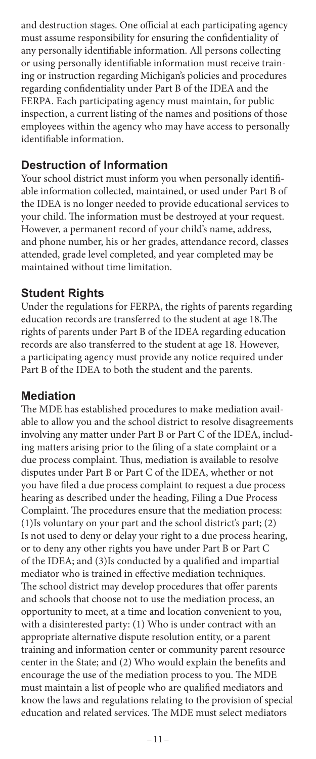and destruction stages. One official at each participating agency must assume responsibility for ensuring the confidentiality of any personally identifiable information. All persons collecting or using personally identifiable information must receive training or instruction regarding Michigan's policies and procedures regarding confidentiality under Part B of the IDEA and the FERPA. Each participating agency must maintain, for public inspection, a current listing of the names and positions of those employees within the agency who may have access to personally identifiable information.

## Destruction of Information

Your school district must inform you when personally identifiable information collected, maintained, or used under Part B of the IDEA is no longer needed to provide educational services to your child. The information must be destroyed at your request. However, a permanent record of your child's name, address, and phone number, his or her grades, attendance record, classes attended, grade level completed, and year completed may be maintained without time limitation.

## Student Rights

Under the regulations for FERPA, the rights of parents regarding education records are transferred to the student at age 18.The rights of parents under Part B of the IDEA regarding education records are also transferred to the student at age 18. However, a participating agency must provide any notice required under Part B of the IDEA to both the student and the parents.

## Mediation

The MDE has established procedures to make mediation available to allow you and the school district to resolve disagreements involving any matter under Part B or Part C of the IDEA, including matters arising prior to the filing of a state complaint or a due process complaint. Thus, mediation is available to resolve disputes under Part B or Part C of the IDEA, whether or not you have filed a due process complaint to request a due process hearing as described under the heading, Filing a Due Process Complaint. The procedures ensure that the mediation process: (1)Is voluntary on your part and the school district's part; (2) Is not used to deny or delay your right to a due process hearing, or to deny any other rights you have under Part B or Part C of the IDEA; and (3)Is conducted by a qualified and impartial mediator who is trained in effective mediation techniques. The school district may develop procedures that offer parents and schools that choose not to use the mediation process, an opportunity to meet, at a time and location convenient to you, with a disinterested party: (1) Who is under contract with an appropriate alternative dispute resolution entity, or a parent training and information center or community parent resource center in the State; and (2) Who would explain the benefits and encourage the use of the mediation process to you. The MDE must maintain a list of people who are qualified mediators and know the laws and regulations relating to the provision of special education and related services. The MDE must select mediators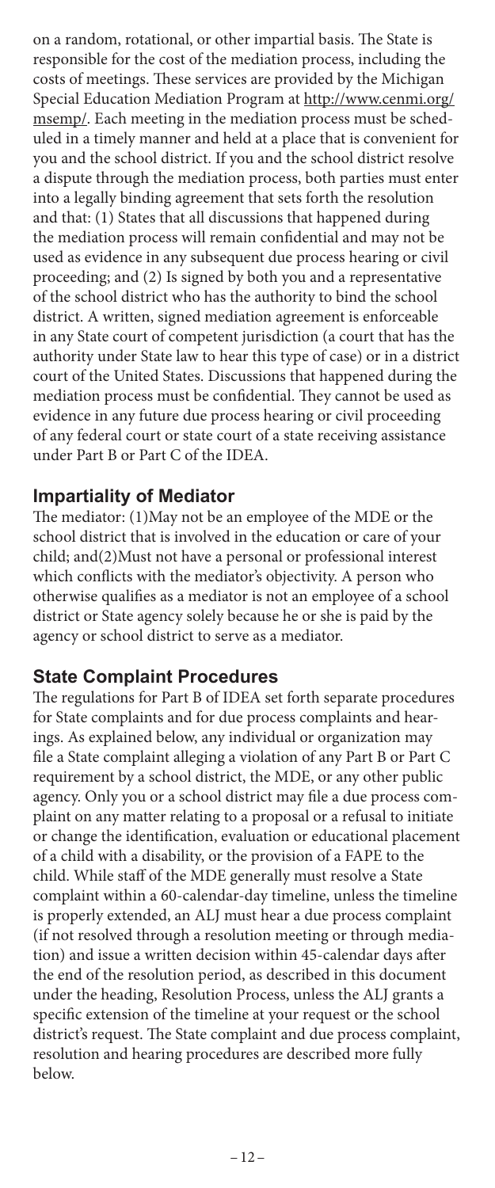on a random, rotational, or other impartial basis. The State is responsible for the cost of the mediation process, including the costs of meetings. These services are provided by the Michigan Special Education Mediation Program at http://www.cenmi.org/msemp/. Each meeting in the mediation process must be scheduled in a timely manner and held at a place that is convenient for you and the school district. If you and the school district resolve a dispute through the mediation process, both parties must enter into a legally binding agreement that sets forth the resolution and that: (1) States that all discussions that happened during the mediation process will remain confidential and may not be used as evidence in any subsequent due process hearing or civil proceeding; and (2) Is signed by both you and a representative of the school district who has the authority to bind the school district. A written, signed mediation agreement is enforceable in any State court of competent jurisdiction (a court that has the authority under State law to hear this type of case) or in a district court of the United States. Discussions that happened during the mediation process must be confidential. They cannot be used as evidence in any future due process hearing or civil proceeding of any federal court or state court of a state receiving assistance under Part B or Part C of the IDEA.

## Impartiality of Mediator

The mediator: (1)May not be an employee of the MDE or the school district that is involved in the education or care of your child; and(2)Must not have a personal or professional interest which conflicts with the mediator's objectivity. A person who otherwise qualifies as a mediator is not an employee of a school district or State agency solely because he or she is paid by the agency or school district to serve as a mediator.

## State Complaint Procedures

The regulations for Part B of IDEA set forth separate procedures for State complaints and for due process complaints and hearings. As explained below, any individual or organization may file a State complaint alleging a violation of any Part B or Part C requirement by a school district, the MDE, or any other public agency. Only you or a school district may file a due process complaint on any matter relating to a proposal or a refusal to initiate or change the identification, evaluation or educational placement of a child with a disability, or the provision of a FAPE to the child. While staff of the MDE generally must resolve a State complaint within a 60-calendar-day timeline, unless the timeline is properly extended, an ALJ must hear a due process complaint (if not resolved through a resolution meeting or through mediation) and issue a written decision within 45-calendar days after the end of the resolution period, as described in this document under the heading, Resolution Process, unless the ALJ grants a specific extension of the timeline at your request or the school district's request. The State complaint and due process complaint, resolution and hearing procedures are described more fully below.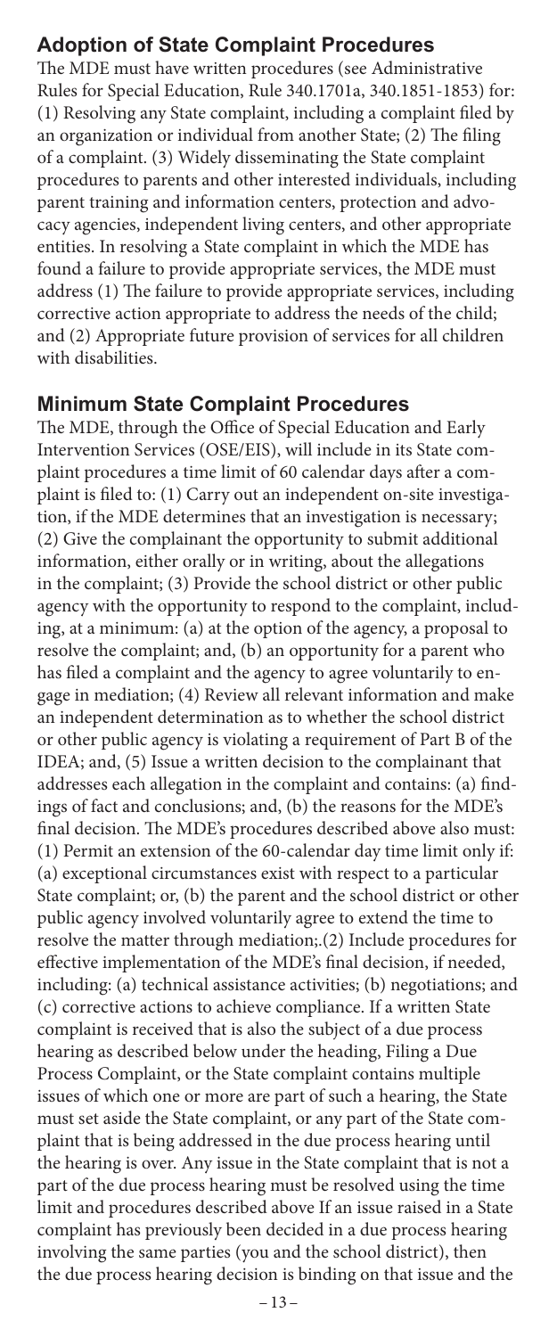## Adoption of State Complaint Procedures

The MDE must have written procedures (see Administrative Rules for Special Education, Rule 340.1701a, 340.1851-1853) for: (1) Resolving any State complaint, including a complaint filed by an organization or individual from another State; (2) The filing of a complaint. (3) Widely disseminating the State complaint procedures to parents and other interested individuals, including parent training and information centers, protection and advocacy agencies, independent living centers, and other appropriate entities. In resolving a State complaint in which the MDE has found a failure to provide appropriate services, the MDE must address (1) The failure to provide appropriate services, including corrective action appropriate to address the needs of the child; and (2) Appropriate future provision of services for all children with disabilities.

## Minimum State Complaint Procedures

The MDE, through the Office of Special Education and Early Intervention Services (OSE/EIS), will include in its State complaint procedures a time limit of 60 calendar days after a complaint is filed to: (1) Carry out an independent on-site investigation, if the MDE determines that an investigation is necessary; (2) Give the complainant the opportunity to submit additional information, either orally or in writing, about the allegations in the complaint; (3) Provide the school district or other public agency with the opportunity to respond to the complaint, including, at a minimum: (a) at the option of the agency, a proposal to resolve the complaint; and, (b) an opportunity for a parent who has filed a complaint and the agency to agree voluntarily to engage in mediation; (4) Review all relevant information and make an independent determination as to whether the school district or other public agency is violating a requirement of Part B of the IDEA; and, (5) Issue a written decision to the complainant that addresses each allegation in the complaint and contains: (a) findings of fact and conclusions; and, (b) the reasons for the MDE's final decision. The MDE's procedures described above also must: (1) Permit an extension of the 60-calendar day time limit only if: (a) exceptional circumstances exist with respect to a particular State complaint; or, (b) the parent and the school district or other public agency involved voluntarily agree to extend the time to resolve the matter through mediation;.(2) Include procedures for effective implementation of the MDE's final decision, if needed, including: (a) technical assistance activities; (b) negotiations; and (c) corrective actions to achieve compliance. If a written State complaint is received that is also the subject of a due process hearing as described below under the heading, Filing a Due Process Complaint, or the State complaint contains multiple issues of which one or more are part of such a hearing, the State must set aside the State complaint, or any part of the State complaint that is being addressed in the due process hearing until the hearing is over. Any issue in the State complaint that is not a part of the due process hearing must be resolved using the time limit and procedures described above If an issue raised in a State complaint has previously been decided in a due process hearing involving the same parties (you and the school district), then the due process hearing decision is binding on that issue and the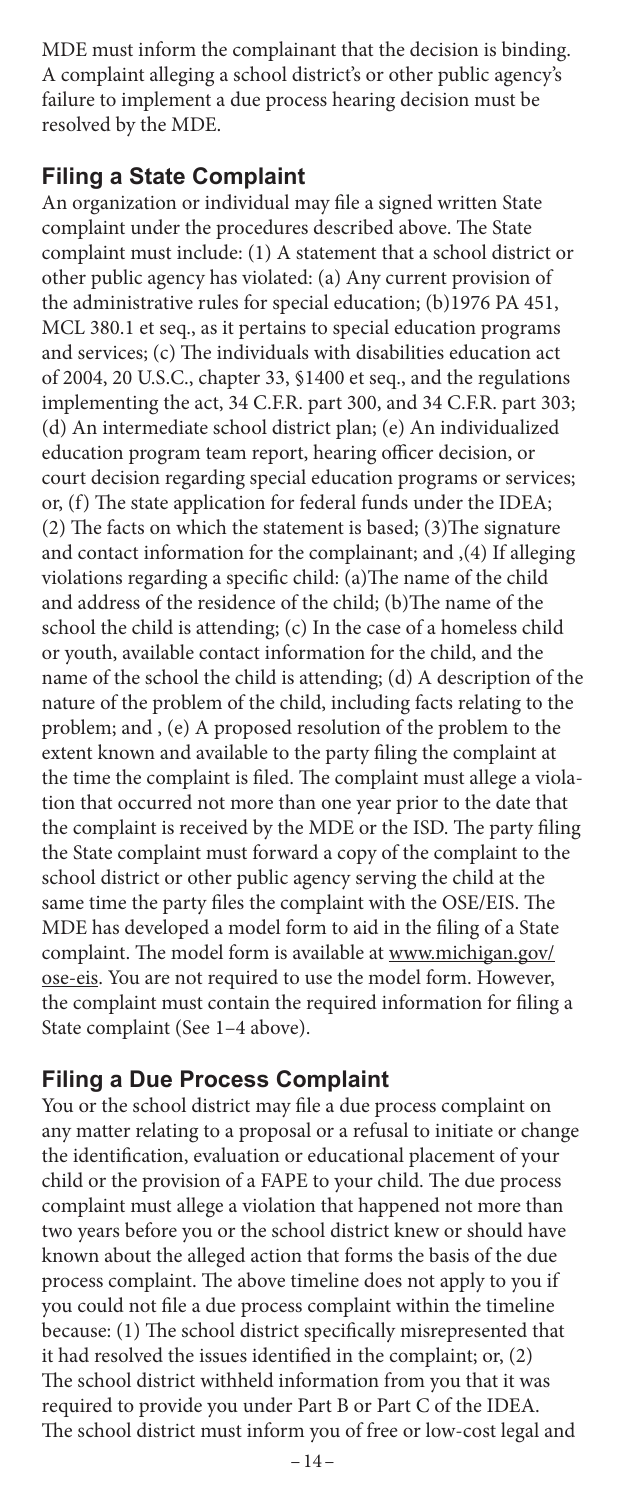MDE must inform the complainant that the decision is binding. A complaint alleging a school district's or other public agency's failure to implement a due process hearing decision must be resolved by the MDE.

## Filing a State Complaint

An organization or individual may file a signed written State complaint under the procedures described above. The State complaint must include: (1) A statement that a school district or other public agency has violated: (a) Any current provision of the administrative rules for special education; (b)1976 PA 451, MCL 380.1 et seq., as it pertains to special education programs and services; (c) The individuals with disabilities education act of 2004, 20 U.S.C., chapter 33, §1400 et seq., and the regulations implementing the act, 34 C.F.R. part 300, and 34 C.F.R. part 303; (d) An intermediate school district plan; (e) An individualized education program team report, hearing officer decision, or court decision regarding special education programs or services; or, (f) The state application for federal funds under the IDEA; (2) The facts on which the statement is based; (3)The signature and contact information for the complainant; and ,(4) If alleging violations regarding a specific child: (a)The name of the child and address of the residence of the child; (b)The name of the school the child is attending; (c) In the case of a homeless child or youth, available contact information for the child, and the name of the school the child is attending; (d) A description of the nature of the problem of the child, including facts relating to the problem; and , (e) A proposed resolution of the problem to the extent known and available to the party filing the complaint at the time the complaint is filed. The complaint must allege a violation that occurred not more than one year prior to the date that the complaint is received by the MDE or the ISD. The party filing the State complaint must forward a copy of the complaint to the school district or other public agency serving the child at the same time the party files the complaint with the OSE/EIS. The MDE has developed a model form to aid in the filing of a State complaint. The model form is available at www.michigan.gov/ose-eis. You are not required to use the model form. However, the complaint must contain the required information for filing a State complaint (See 1–4 above).

## Filing a Due Process Complaint

You or the school district may file a due process complaint on any matter relating to a proposal or a refusal to initiate or change the identification, evaluation or educational placement of your child or the provision of a FAPE to your child. The due process complaint must allege a violation that happened not more than two years before you or the school district knew or should have known about the alleged action that forms the basis of the due process complaint. The above timeline does not apply to you if you could not file a due process complaint within the timeline because: (1) The school district specifically misrepresented that it had resolved the issues identified in the complaint; or, (2) The school district withheld information from you that it was required to provide you under Part B or Part C of the IDEA. The school district must inform you of free or low-cost legal and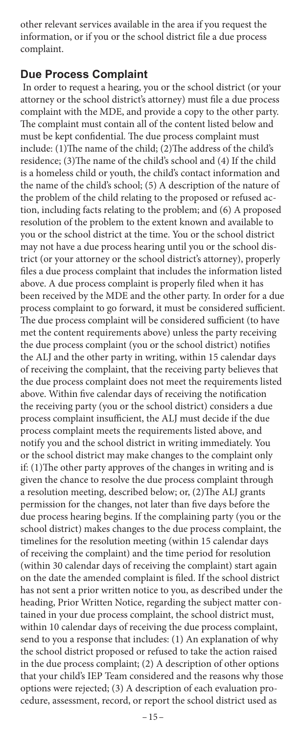other relevant services available in the area if you request the information, or if you or the school district file a due process complaint.

## Due Process Complaint

In order to request a hearing, you or the school district (or your attorney or the school district's attorney) must file a due process complaint with the MDE, and provide a copy to the other party. The complaint must contain all of the content listed below and must be kept confidential. The due process complaint must include: (1)The name of the child; (2)The address of the child's residence; (3)The name of the child's school and (4) If the child is a homeless child or youth, the child's contact information and the name of the child's school; (5) A description of the nature of the problem of the child relating to the proposed or refused action, including facts relating to the problem; and (6) A proposed resolution of the problem to the extent known and available to you or the school district at the time. You or the school district may not have a due process hearing until you or the school district (or your attorney or the school district's attorney), properly files a due process complaint that includes the information listed above. A due process complaint is properly filed when it has been received by the MDE and the other party. In order for a due process complaint to go forward, it must be considered sufficient. The due process complaint will be considered sufficient (to have met the content requirements above) unless the party receiving the due process complaint (you or the school district) notifies the ALJ and the other party in writing, within 15 calendar days of receiving the complaint, that the receiving party believes that the due process complaint does not meet the requirements listed above. Within five calendar days of receiving the notification the receiving party (you or the school district) considers a due process complaint insufficient, the ALJ must decide if the due process complaint meets the requirements listed above, and notify you and the school district in writing immediately. You or the school district may make changes to the complaint only if: (1)The other party approves of the changes in writing and is given the chance to resolve the due process complaint through a resolution meeting, described below; or, (2)The ALJ grants permission for the changes, not later than five days before the due process hearing begins. If the complaining party (you or the school district) makes changes to the due process complaint, the timelines for the resolution meeting (within 15 calendar days of receiving the complaint) and the time period for resolution (within 30 calendar days of receiving the complaint) start again on the date the amended complaint is filed. If the school district has not sent a prior written notice to you, as described under the heading, Prior Written Notice, regarding the subject matter contained in your due process complaint, the school district must, within 10 calendar days of receiving the due process complaint, send to you a response that includes: (1) An explanation of why the school district proposed or refused to take the action raised in the due process complaint; (2) A description of other options that your child's IEP Team considered and the reasons why those options were rejected; (3) A description of each evaluation procedure, assessment, record, or report the school district used as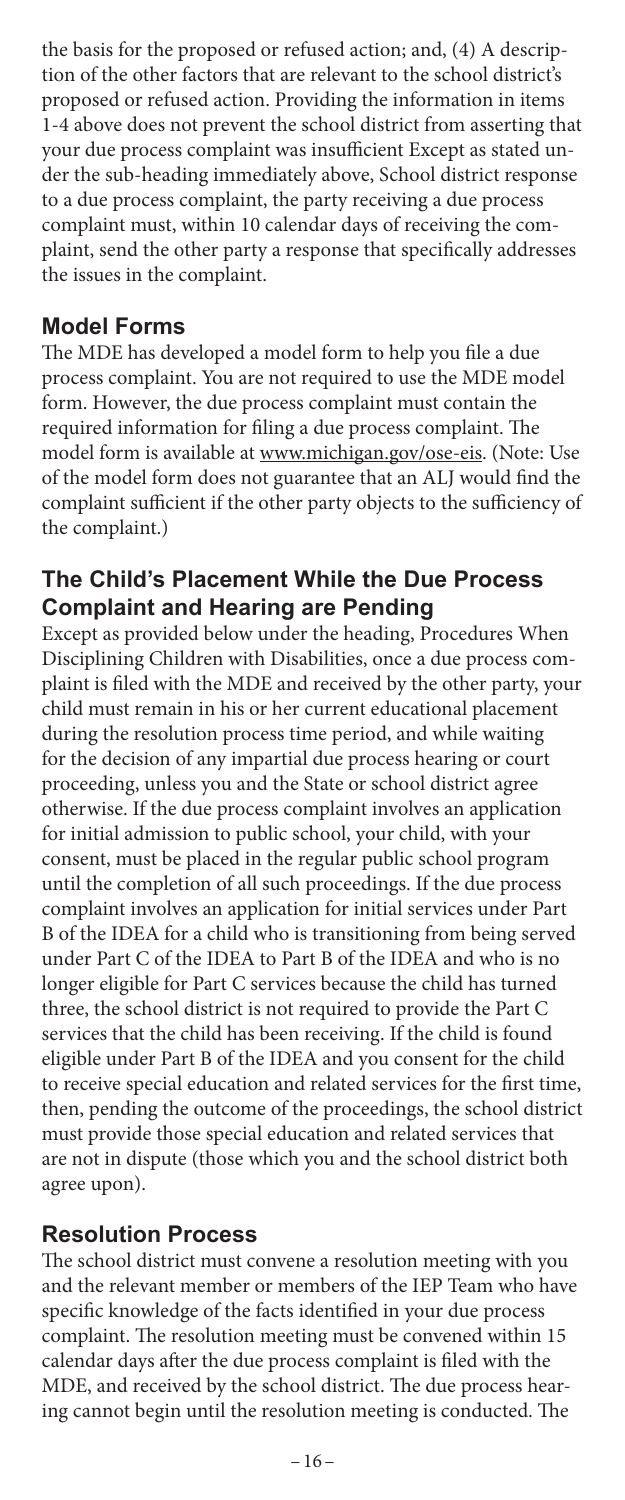the basis for the proposed or refused action; and, (4) A description of the other factors that are relevant to the school district's proposed or refused action. Providing the information in items 1-4 above does not prevent the school district from asserting that your due process complaint was insufficient Except as stated under the sub-heading immediately above, School district response to a due process complaint, the party receiving a due process complaint must, within 10 calendar days of receiving the complaint, send the other party a response that specifically addresses the issues in the complaint.

## Model Forms

The MDE has developed a model form to help you file a due process complaint. You are not required to use the MDE model form. However, the due process complaint must contain the required information for filing a due process complaint. The model form is available at www.michigan.gov/ose-eis. (Note: Use of the model form does not guarantee that an ALJ would find the complaint sufficient if the other party objects to the sufficiency of the complaint.)

## The Child's Placement While the Due Process Complaint and Hearing are Pending

Except as provided below under the heading, Procedures When Disciplining Children with Disabilities, once a due process complaint is filed with the MDE and received by the other party, your child must remain in his or her current educational placement during the resolution process time period, and while waiting for the decision of any impartial due process hearing or court proceeding, unless you and the State or school district agree otherwise. If the due process complaint involves an application for initial admission to public school, your child, with your consent, must be placed in the regular public school program until the completion of all such proceedings. If the due process complaint involves an application for initial services under Part B of the IDEA for a child who is transitioning from being served under Part C of the IDEA to Part B of the IDEA and who is no longer eligible for Part C services because the child has turned three, the school district is not required to provide the Part C services that the child has been receiving. If the child is found eligible under Part B of the IDEA and you consent for the child to receive special education and related services for the first time, then, pending the outcome of the proceedings, the school district must provide those special education and related services that are not in dispute (those which you and the school district both agree upon).

## Resolution Process

The school district must convene a resolution meeting with you and the relevant member or members of the IEP Team who have specific knowledge of the facts identified in your due process complaint. The resolution meeting must be convened within 15 calendar days after the due process complaint is filed with the MDE, and received by the school district. The due process hearing cannot begin until the resolution meeting is conducted. The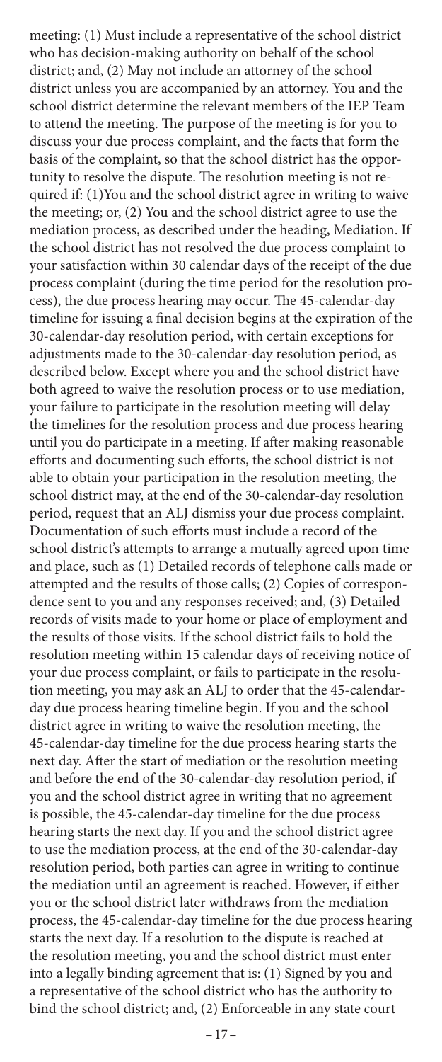meeting: (1) Must include a representative of the school district who has decision-making authority on behalf of the school district; and, (2) May not include an attorney of the school district unless you are accompanied by an attorney. You and the school district determine the relevant members of the IEP Team to attend the meeting. The purpose of the meeting is for you to discuss your due process complaint, and the facts that form the basis of the complaint, so that the school district has the opportunity to resolve the dispute. The resolution meeting is not required if: (1)You and the school district agree in writing to waive the meeting; or, (2) You and the school district agree to use the mediation process, as described under the heading, Mediation. If the school district has not resolved the due process complaint to your satisfaction within 30 calendar days of the receipt of the due process complaint (during the time period for the resolution process), the due process hearing may occur. The 45-calendar-day timeline for issuing a final decision begins at the expiration of the 30-calendar-day resolution period, with certain exceptions for adjustments made to the 30-calendar-day resolution period, as described below. Except where you and the school district have both agreed to waive the resolution process or to use mediation, your failure to participate in the resolution meeting will delay the timelines for the resolution process and due process hearing until you do participate in a meeting. If after making reasonable efforts and documenting such efforts, the school district is not able to obtain your participation in the resolution meeting, the school district may, at the end of the 30-calendar-day resolution period, request that an ALJ dismiss your due process complaint. Documentation of such efforts must include a record of the school district's attempts to arrange a mutually agreed upon time and place, such as (1) Detailed records of telephone calls made or attempted and the results of those calls; (2) Copies of correspondence sent to you and any responses received; and, (3) Detailed records of visits made to your home or place of employment and the results of those visits. If the school district fails to hold the resolution meeting within 15 calendar days of receiving notice of your due process complaint, or fails to participate in the resolution meeting, you may ask an ALJ to order that the 45-calendar-day due process hearing timeline begin. If you and the school district agree in writing to waive the resolution meeting, the 45-calendar-day timeline for the due process hearing starts the next day. After the start of mediation or the resolution meeting and before the end of the 30-calendar-day resolution period, if you and the school district agree in writing that no agreement is possible, the 45-calendar-day timeline for the due process hearing starts the next day. If you and the school district agree to use the mediation process, at the end of the 30-calendar-day resolution period, both parties can agree in writing to continue the mediation until an agreement is reached. However, if either you or the school district later withdraws from the mediation process, the 45-calendar-day timeline for the due process hearing starts the next day. If a resolution to the dispute is reached at the resolution meeting, you and the school district must enter into a legally binding agreement that is: (1) Signed by you and a representative of the school district who has the authority to bind the school district; and, (2) Enforceable in any state court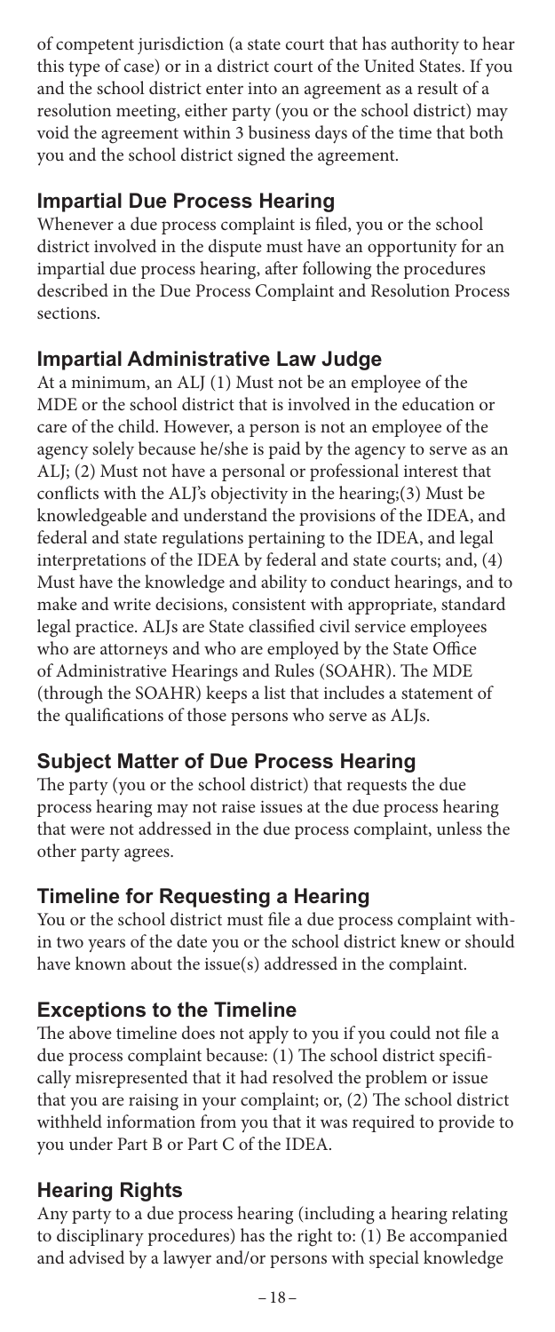of competent jurisdiction (a state court that has authority to hear this type of case) or in a district court of the United States. If you and the school district enter into an agreement as a result of a resolution meeting, either party (you or the school district) may void the agreement within 3 business days of the time that both you and the school district signed the agreement.

## Impartial Due Process Hearing

Whenever a due process complaint is filed, you or the school district involved in the dispute must have an opportunity for an impartial due process hearing, after following the procedures described in the Due Process Complaint and Resolution Process sections.

## Impartial Administrative Law Judge

At a minimum, an ALJ (1) Must not be an employee of the MDE or the school district that is involved in the education or care of the child. However, a person is not an employee of the agency solely because he/she is paid by the agency to serve as an ALJ; (2) Must not have a personal or professional interest that conflicts with the ALJ's objectivity in the hearing;(3) Must be knowledgeable and understand the provisions of the IDEA, and federal and state regulations pertaining to the IDEA, and legal interpretations of the IDEA by federal and state courts; and, (4) Must have the knowledge and ability to conduct hearings, and to make and write decisions, consistent with appropriate, standard legal practice. ALJs are State classified civil service employees who are attorneys and who are employed by the State Office of Administrative Hearings and Rules (SOAHR). The MDE (through the SOAHR) keeps a list that includes a statement of the qualifications of those persons who serve as ALJs.

## Subject Matter of Due Process Hearing

The party (you or the school district) that requests the due process hearing may not raise issues at the due process hearing that were not addressed in the due process complaint, unless the other party agrees.

## Timeline for Requesting a Hearing

You or the school district must file a due process complaint within two years of the date you or the school district knew or should have known about the issue(s) addressed in the complaint.

## Exceptions to the Timeline

The above timeline does not apply to you if you could not file a due process complaint because: (1) The school district specifically misrepresented that it had resolved the problem or issue that you are raising in your complaint; or, (2) The school district withheld information from you that it was required to provide to you under Part B or Part C of the IDEA.

## Hearing Rights

Any party to a due process hearing (including a hearing relating to disciplinary procedures) has the right to: (1) Be accompanied and advised by a lawyer and/or persons with special knowledge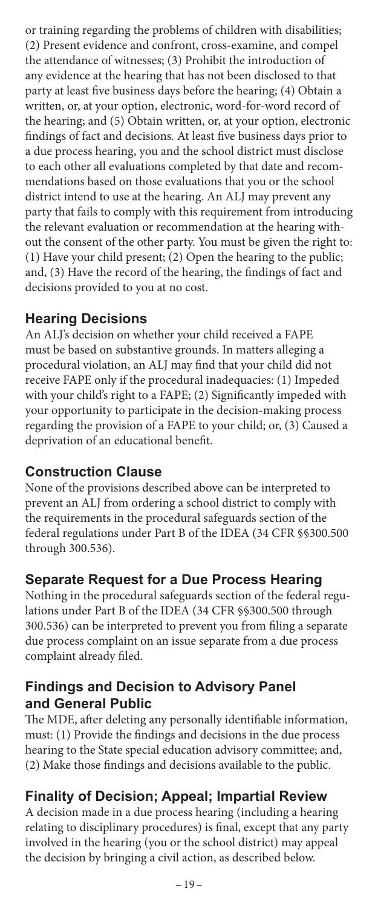or training regarding the problems of children with disabilities; (2) Present evidence and confront, cross-examine, and compel the attendance of witnesses; (3) Prohibit the introduction of any evidence at the hearing that has not been disclosed to that party at least five business days before the hearing; (4) Obtain a written, or, at your option, electronic, word-for-word record of the hearing; and (5) Obtain written, or, at your option, electronic findings of fact and decisions. At least five business days prior to a due process hearing, you and the school district must disclose to each other all evaluations completed by that date and recommendations based on those evaluations that you or the school district intend to use at the hearing. An ALJ may prevent any party that fails to comply with this requirement from introducing the relevant evaluation or recommendation at the hearing without the consent of the other party. You must be given the right to: (1) Have your child present; (2) Open the hearing to the public; and, (3) Have the record of the hearing, the findings of fact and decisions provided to you at no cost.

## Hearing Decisions

An ALJ's decision on whether your child received a FAPE must be based on substantive grounds. In matters alleging a procedural violation, an ALJ may find that your child did not receive FAPE only if the procedural inadequacies: (1) Impeded with your child's right to a FAPE; (2) Significantly impeded with your opportunity to participate in the decision-making process regarding the provision of a FAPE to your child; or, (3) Caused a deprivation of an educational benefit.

## Construction Clause

None of the provisions described above can be interpreted to prevent an ALJ from ordering a school district to comply with the requirements in the procedural safeguards section of the federal regulations under Part B of the IDEA (34 CFR §§300.500 through 300.536).

## Separate Request for a Due Process Hearing

Nothing in the procedural safeguards section of the federal regulations under Part B of the IDEA (34 CFR §§300.500 through 300.536) can be interpreted to prevent you from filing a separate due process complaint on an issue separate from a due process complaint already filed.

## Findings and Decision to Advisory Panel and General Public

The MDE, after deleting any personally identifiable information, must: (1) Provide the findings and decisions in the due process hearing to the State special education advisory committee; and, (2) Make those findings and decisions available to the public.

## Finality of Decision; Appeal; Impartial Review

A decision made in a due process hearing (including a hearing relating to disciplinary procedures) is final, except that any party involved in the hearing (you or the school district) may appeal the decision by bringing a civil action, as described below.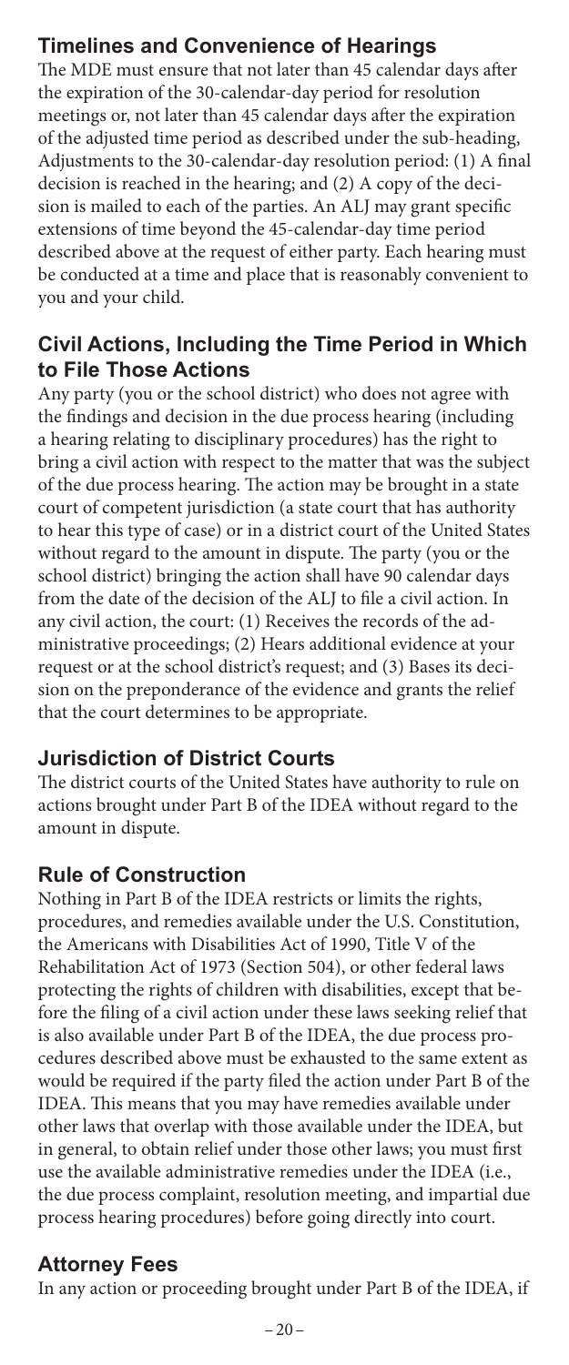## Timelines and Convenience of Hearings

The MDE must ensure that not later than 45 calendar days after the expiration of the 30-calendar-day period for resolution meetings or, not later than 45 calendar days after the expiration of the adjusted time period as described under the sub-heading, Adjustments to the 30-calendar-day resolution period: (1) A final decision is reached in the hearing; and (2) A copy of the decision is mailed to each of the parties. An ALJ may grant specific extensions of time beyond the 45-calendar-day time period described above at the request of either party. Each hearing must be conducted at a time and place that is reasonably convenient to you and your child.

## Civil Actions, Including the Time Period in Which to File Those Actions

Any party (you or the school district) who does not agree with the findings and decision in the due process hearing (including a hearing relating to disciplinary procedures) has the right to bring a civil action with respect to the matter that was the subject of the due process hearing. The action may be brought in a state court of competent jurisdiction (a state court that has authority to hear this type of case) or in a district court of the United States without regard to the amount in dispute. The party (you or the school district) bringing the action shall have 90 calendar days from the date of the decision of the ALJ to file a civil action. In any civil action, the court: (1) Receives the records of the administrative proceedings; (2) Hears additional evidence at your request or at the school district's request; and (3) Bases its decision on the preponderance of the evidence and grants the relief that the court determines to be appropriate.

## Jurisdiction of District Courts

The district courts of the United States have authority to rule on actions brought under Part B of the IDEA without regard to the amount in dispute.

## Rule of Construction

Nothing in Part B of the IDEA restricts or limits the rights, procedures, and remedies available under the U.S. Constitution, the Americans with Disabilities Act of 1990, Title V of the Rehabilitation Act of 1973 (Section 504), or other federal laws protecting the rights of children with disabilities, except that before the filing of a civil action under these laws seeking relief that is also available under Part B of the IDEA, the due process procedures described above must be exhausted to the same extent as would be required if the party filed the action under Part B of the IDEA. This means that you may have remedies available under other laws that overlap with those available under the IDEA, but in general, to obtain relief under those other laws; you must first use the available administrative remedies under the IDEA (i.e., the due process complaint, resolution meeting, and impartial due process hearing procedures) before going directly into court.

## Attorney Fees

In any action or proceeding brought under Part B of the IDEA, if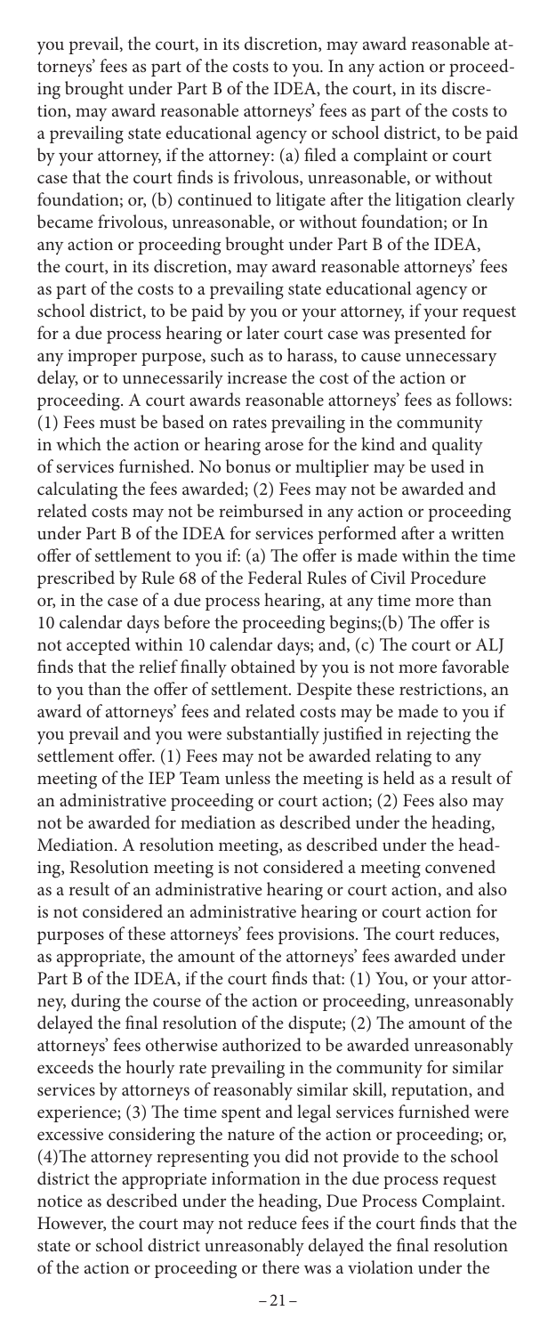you prevail, the court, in its discretion, may award reasonable attorneys' fees as part of the costs to you. In any action or proceeding brought under Part B of the IDEA, the court, in its discretion, may award reasonable attorneys' fees as part of the costs to a prevailing state educational agency or school district, to be paid by your attorney, if the attorney: (a) filed a complaint or court case that the court finds is frivolous, unreasonable, or without foundation; or, (b) continued to litigate after the litigation clearly became frivolous, unreasonable, or without foundation; or In any action or proceeding brought under Part B of the IDEA, the court, in its discretion, may award reasonable attorneys' fees as part of the costs to a prevailing state educational agency or school district, to be paid by you or your attorney, if your request for a due process hearing or later court case was presented for any improper purpose, such as to harass, to cause unnecessary delay, or to unnecessarily increase the cost of the action or proceeding. A court awards reasonable attorneys' fees as follows: (1) Fees must be based on rates prevailing in the community in which the action or hearing arose for the kind and quality of services furnished. No bonus or multiplier may be used in calculating the fees awarded; (2) Fees may not be awarded and related costs may not be reimbursed in any action or proceeding under Part B of the IDEA for services performed after a written offer of settlement to you if: (a) The offer is made within the time prescribed by Rule 68 of the Federal Rules of Civil Procedure or, in the case of a due process hearing, at any time more than 10 calendar days before the proceeding begins;(b) The offer is not accepted within 10 calendar days; and, (c) The court or ALJ finds that the relief finally obtained by you is not more favorable to you than the offer of settlement. Despite these restrictions, an award of attorneys' fees and related costs may be made to you if you prevail and you were substantially justified in rejecting the settlement offer. (1) Fees may not be awarded relating to any meeting of the IEP Team unless the meeting is held as a result of an administrative proceeding or court action; (2) Fees also may not be awarded for mediation as described under the heading, Mediation. A resolution meeting, as described under the heading, Resolution meeting is not considered a meeting convened as a result of an administrative hearing or court action, and also is not considered an administrative hearing or court action for purposes of these attorneys' fees provisions. The court reduces, as appropriate, the amount of the attorneys' fees awarded under Part B of the IDEA, if the court finds that: (1) You, or your attorney, during the course of the action or proceeding, unreasonably delayed the final resolution of the dispute; (2) The amount of the attorneys' fees otherwise authorized to be awarded unreasonably exceeds the hourly rate prevailing in the community for similar services by attorneys of reasonably similar skill, reputation, and experience; (3) The time spent and legal services furnished were excessive considering the nature of the action or proceeding; or, (4)The attorney representing you did not provide to the school district the appropriate information in the due process request notice as described under the heading, Due Process Complaint. However, the court may not reduce fees if the court finds that the state or school district unreasonably delayed the final resolution of the action or proceeding or there was a violation under the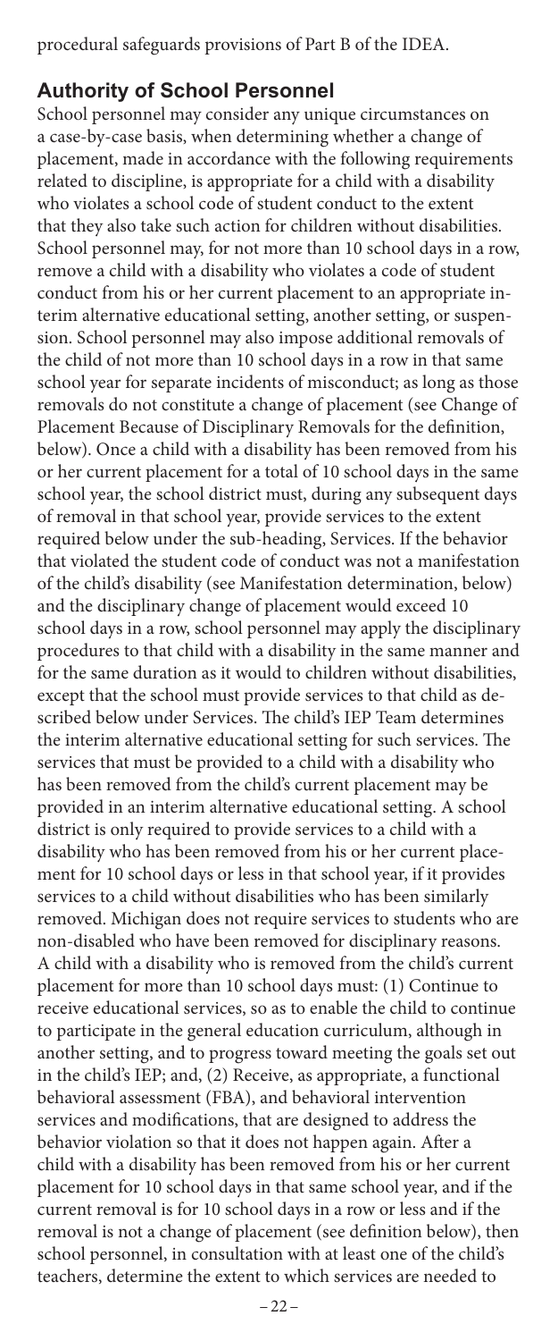procedural safeguards provisions of Part B of the IDEA.

## Authority of School Personnel

School personnel may consider any unique circumstances on a case-by-case basis, when determining whether a change of placement, made in accordance with the following requirements related to discipline, is appropriate for a child with a disability who violates a school code of student conduct to the extent that they also take such action for children without disabilities. School personnel may, for not more than 10 school days in a row, remove a child with a disability who violates a code of student conduct from his or her current placement to an appropriate interim alternative educational setting, another setting, or suspension. School personnel may also impose additional removals of the child of not more than 10 school days in a row in that same school year for separate incidents of misconduct; as long as those removals do not constitute a change of placement (see Change of Placement Because of Disciplinary Removals for the definition, below). Once a child with a disability has been removed from his or her current placement for a total of 10 school days in the same school year, the school district must, during any subsequent days of removal in that school year, provide services to the extent required below under the sub-heading, Services. If the behavior that violated the student code of conduct was not a manifestation of the child's disability (see Manifestation determination, below) and the disciplinary change of placement would exceed 10 school days in a row, school personnel may apply the disciplinary procedures to that child with a disability in the same manner and for the same duration as it would to children without disabilities, except that the school must provide services to that child as described below under Services. The child's IEP Team determines the interim alternative educational setting for such services. The services that must be provided to a child with a disability who has been removed from the child's current placement may be provided in an interim alternative educational setting. A school district is only required to provide services to a child with a disability who has been removed from his or her current placement for 10 school days or less in that school year, if it provides services to a child without disabilities who has been similarly removed. Michigan does not require services to students who are non-disabled who have been removed for disciplinary reasons. A child with a disability who is removed from the child's current placement for more than 10 school days must: (1) Continue to receive educational services, so as to enable the child to continue to participate in the general education curriculum, although in another setting, and to progress toward meeting the goals set out in the child's IEP; and, (2) Receive, as appropriate, a functional behavioral assessment (FBA), and behavioral intervention services and modifications, that are designed to address the behavior violation so that it does not happen again. After a child with a disability has been removed from his or her current placement for 10 school days in that same school year, and if the current removal is for 10 school days in a row or less and if the removal is not a change of placement (see definition below), then school personnel, in consultation with at least one of the child's teachers, determine the extent to which services are needed to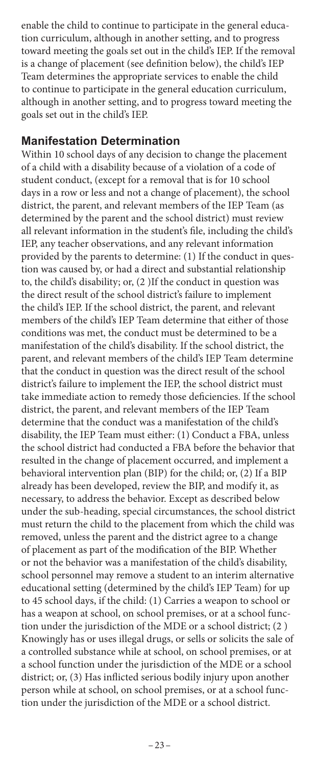enable the child to continue to participate in the general education curriculum, although in another setting, and to progress toward meeting the goals set out in the child's IEP. If the removal is a change of placement (see definition below), the child's IEP Team determines the appropriate services to enable the child to continue to participate in the general education curriculum, although in another setting, and to progress toward meeting the goals set out in the child's IEP.

## Manifestation Determination

Within 10 school days of any decision to change the placement of a child with a disability because of a violation of a code of student conduct, (except for a removal that is for 10 school days in a row or less and not a change of placement), the school district, the parent, and relevant members of the IEP Team (as determined by the parent and the school district) must review all relevant information in the student's file, including the child's IEP, any teacher observations, and any relevant information provided by the parents to determine: (1) If the conduct in question was caused by, or had a direct and substantial relationship to, the child's disability; or, (2 )If the conduct in question was the direct result of the school district's failure to implement the child's IEP. If the school district, the parent, and relevant members of the child's IEP Team determine that either of those conditions was met, the conduct must be determined to be a manifestation of the child's disability. If the school district, the parent, and relevant members of the child's IEP Team determine that the conduct in question was the direct result of the school district's failure to implement the IEP, the school district must take immediate action to remedy those deficiencies. If the school district, the parent, and relevant members of the IEP Team determine that the conduct was a manifestation of the child's disability, the IEP Team must either: (1) Conduct a FBA, unless the school district had conducted a FBA before the behavior that resulted in the change of placement occurred, and implement a behavioral intervention plan (BIP) for the child; or, (2) If a BIP already has been developed, review the BIP, and modify it, as necessary, to address the behavior. Except as described below under the sub-heading, special circumstances, the school district must return the child to the placement from which the child was removed, unless the parent and the district agree to a change of placement as part of the modification of the BIP. Whether or not the behavior was a manifestation of the child's disability, school personnel may remove a student to an interim alternative educational setting (determined by the child's IEP Team) for up to 45 school days, if the child: (1) Carries a weapon to school or has a weapon at school, on school premises, or at a school function under the jurisdiction of the MDE or a school district; (2 ) Knowingly has or uses illegal drugs, or sells or solicits the sale of a controlled substance while at school, on school premises, or at a school function under the jurisdiction of the MDE or a school district; or, (3) Has inflicted serious bodily injury upon another person while at school, on school premises, or at a school function under the jurisdiction of the MDE or a school district.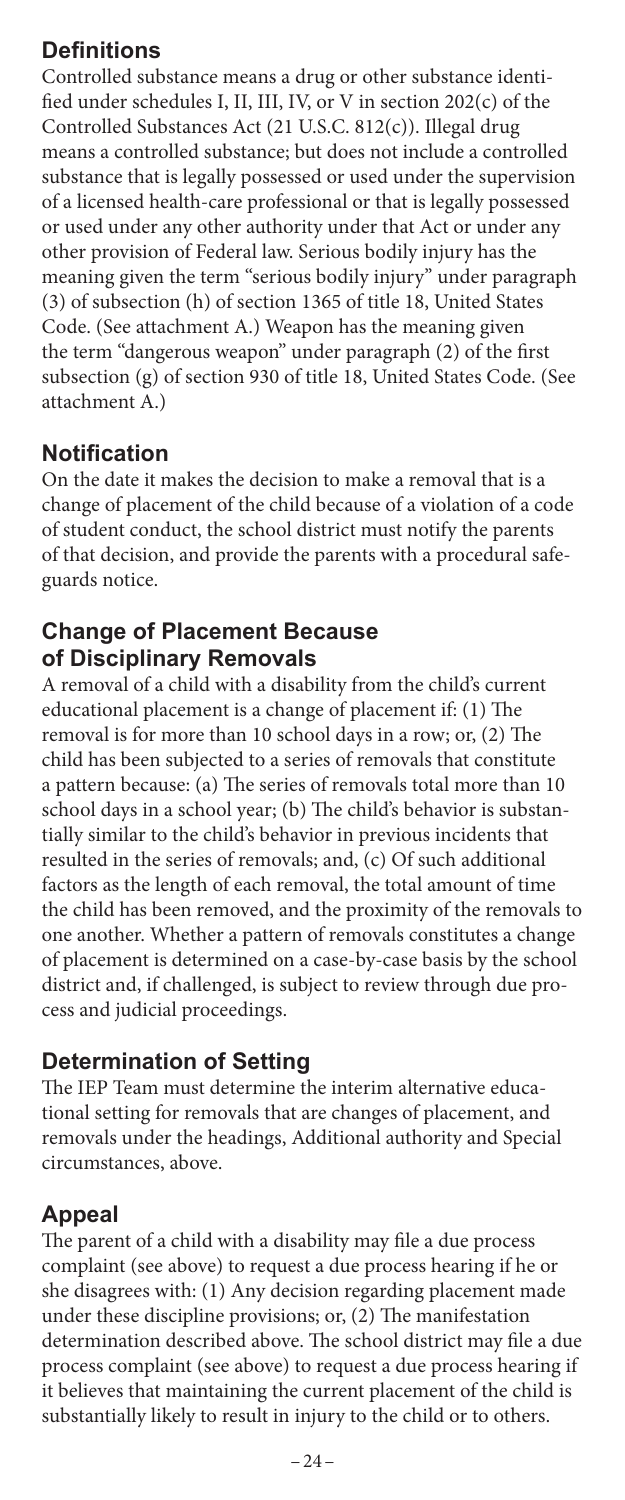## Definitions

Controlled substance means a drug or other substance identified under schedules I, II, III, IV, or V in section 202(c) of the Controlled Substances Act (21 U.S.C. 812(c)). Illegal drug means a controlled substance; but does not include a controlled substance that is legally possessed or used under the supervision of a licensed health-care professional or that is legally possessed or used under any other authority under that Act or under any other provision of Federal law. Serious bodily injury has the meaning given the term "serious bodily injury" under paragraph (3) of subsection (h) of section 1365 of title 18, United States Code. (See attachment A.) Weapon has the meaning given the term "dangerous weapon" under paragraph (2) of the first subsection (g) of section 930 of title 18, United States Code. (See attachment A.)

## Notification

On the date it makes the decision to make a removal that is a change of placement of the child because of a violation of a code of student conduct, the school district must notify the parents of that decision, and provide the parents with a procedural safeguards notice.

## Change of Placement Because of Disciplinary Removals

A removal of a child with a disability from the child's current educational placement is a change of placement if: (1) The removal is for more than 10 school days in a row; or, (2) The child has been subjected to a series of removals that constitute a pattern because: (a) The series of removals total more than 10 school days in a school year; (b) The child's behavior is substantially similar to the child's behavior in previous incidents that resulted in the series of removals; and, (c) Of such additional factors as the length of each removal, the total amount of time the child has been removed, and the proximity of the removals to one another. Whether a pattern of removals constitutes a change of placement is determined on a case-by-case basis by the school district and, if challenged, is subject to review through due process and judicial proceedings.

## Determination of Setting

The IEP Team must determine the interim alternative educational setting for removals that are changes of placement, and removals under the headings, Additional authority and Special circumstances, above.

## Appeal

The parent of a child with a disability may file a due process complaint (see above) to request a due process hearing if he or she disagrees with: (1) Any decision regarding placement made under these discipline provisions; or, (2) The manifestation determination described above. The school district may file a due process complaint (see above) to request a due process hearing if it believes that maintaining the current placement of the child is substantially likely to result in injury to the child or to others.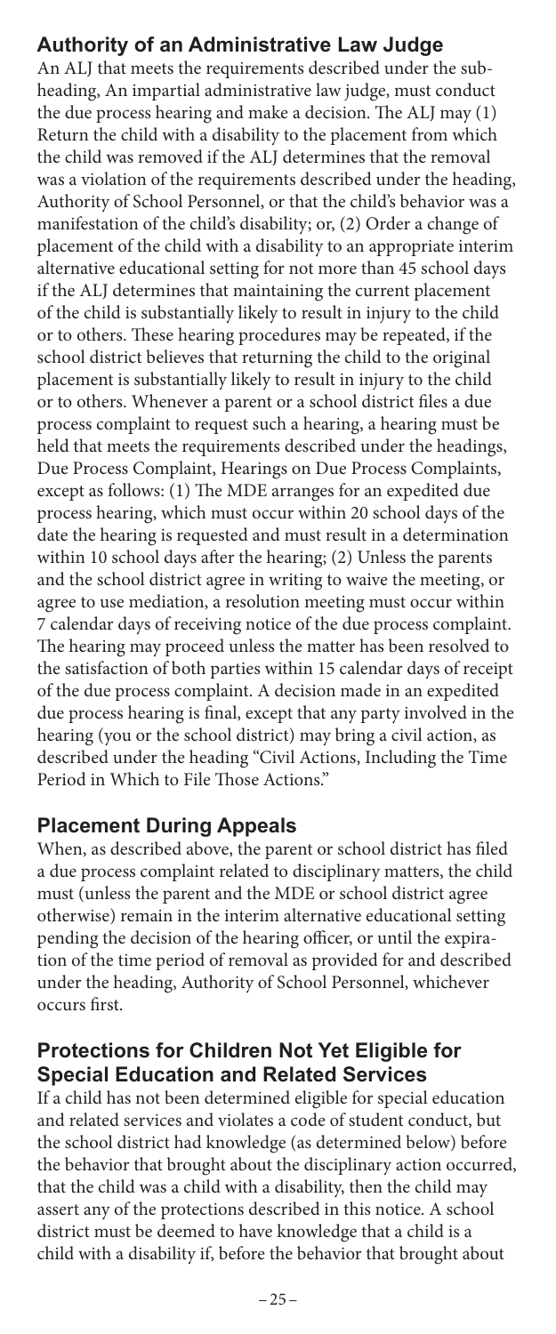## Authority of an Administrative Law Judge

An ALJ that meets the requirements described under the sub-heading, An impartial administrative law judge, must conduct the due process hearing and make a decision. The ALJ may (1) Return the child with a disability to the placement from which the child was removed if the ALJ determines that the removal was a violation of the requirements described under the heading, Authority of School Personnel, or that the child's behavior was a manifestation of the child's disability; or, (2) Order a change of placement of the child with a disability to an appropriate interim alternative educational setting for not more than 45 school days if the ALJ determines that maintaining the current placement of the child is substantially likely to result in injury to the child or to others. These hearing procedures may be repeated, if the school district believes that returning the child to the original placement is substantially likely to result in injury to the child or to others. Whenever a parent or a school district files a due process complaint to request such a hearing, a hearing must be held that meets the requirements described under the headings, Due Process Complaint, Hearings on Due Process Complaints, except as follows: (1) The MDE arranges for an expedited due process hearing, which must occur within 20 school days of the date the hearing is requested and must result in a determination within 10 school days after the hearing; (2) Unless the parents and the school district agree in writing to waive the meeting, or agree to use mediation, a resolution meeting must occur within 7 calendar days of receiving notice of the due process complaint. The hearing may proceed unless the matter has been resolved to the satisfaction of both parties within 15 calendar days of receipt of the due process complaint. A decision made in an expedited due process hearing is final, except that any party involved in the hearing (you or the school district) may bring a civil action, as described under the heading "Civil Actions, Including the Time Period in Which to File Those Actions."

## Placement During Appeals

When, as described above, the parent or school district has filed a due process complaint related to disciplinary matters, the child must (unless the parent and the MDE or school district agree otherwise) remain in the interim alternative educational setting pending the decision of the hearing officer, or until the expiration of the time period of removal as provided for and described under the heading, Authority of School Personnel, whichever occurs first.

## Protections for Children Not Yet Eligible for Special Education and Related Services

If a child has not been determined eligible for special education and related services and violates a code of student conduct, but the school district had knowledge (as determined below) before the behavior that brought about the disciplinary action occurred, that the child was a child with a disability, then the child may assert any of the protections described in this notice. A school district must be deemed to have knowledge that a child is a child with a disability if, before the behavior that brought about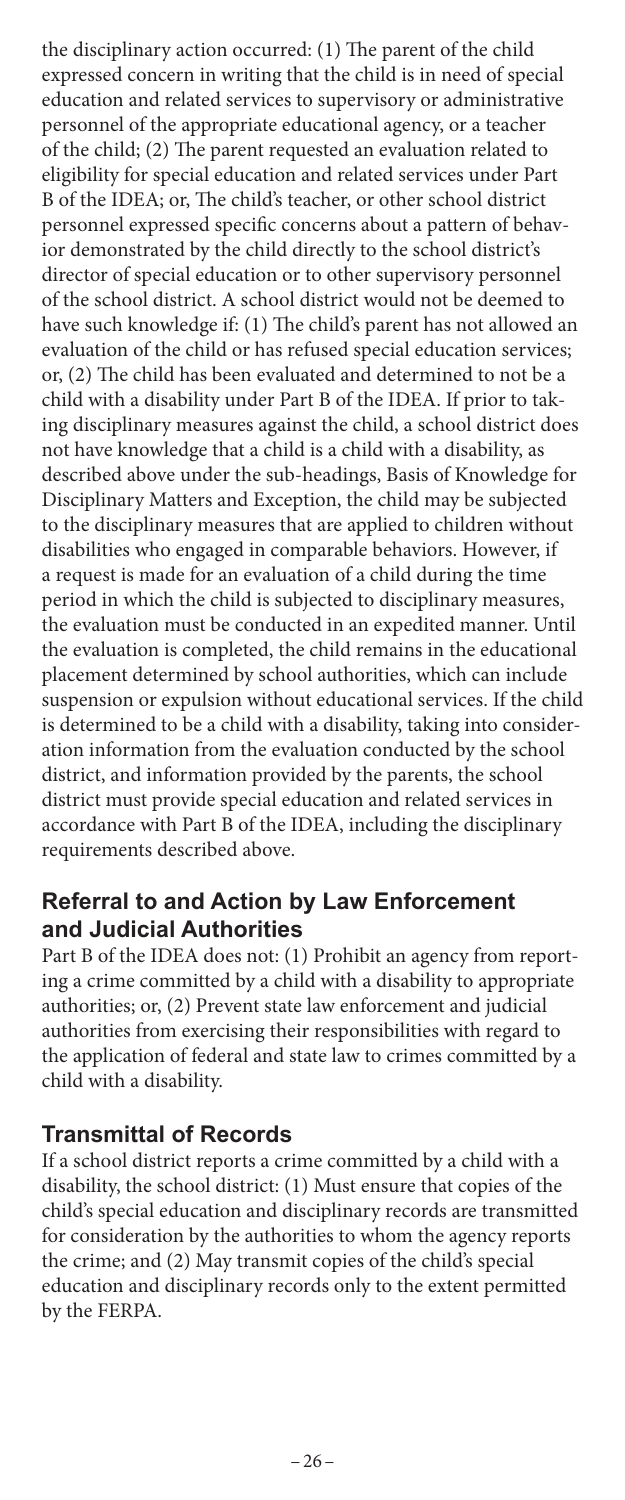the disciplinary action occurred: (1) The parent of the child expressed concern in writing that the child is in need of special education and related services to supervisory or administrative personnel of the appropriate educational agency, or a teacher of the child; (2) The parent requested an evaluation related to eligibility for special education and related services under Part B of the IDEA; or, The child's teacher, or other school district personnel expressed specific concerns about a pattern of behavior demonstrated by the child directly to the school district's director of special education or to other supervisory personnel of the school district. A school district would not be deemed to have such knowledge if: (1) The child's parent has not allowed an evaluation of the child or has refused special education services; or, (2) The child has been evaluated and determined to not be a child with a disability under Part B of the IDEA. If prior to taking disciplinary measures against the child, a school district does not have knowledge that a child is a child with a disability, as described above under the sub-headings, Basis of Knowledge for Disciplinary Matters and Exception, the child may be subjected to the disciplinary measures that are applied to children without disabilities who engaged in comparable behaviors. However, if a request is made for an evaluation of a child during the time period in which the child is subjected to disciplinary measures, the evaluation must be conducted in an expedited manner. Until the evaluation is completed, the child remains in the educational placement determined by school authorities, which can include suspension or expulsion without educational services. If the child is determined to be a child with a disability, taking into consideration information from the evaluation conducted by the school district, and information provided by the parents, the school district must provide special education and related services in accordance with Part B of the IDEA, including the disciplinary requirements described above.

## Referral to and Action by Law Enforcement and Judicial Authorities

Part B of the IDEA does not: (1) Prohibit an agency from reporting a crime committed by a child with a disability to appropriate authorities; or, (2) Prevent state law enforcement and judicial authorities from exercising their responsibilities with regard to the application of federal and state law to crimes committed by a child with a disability.

## Transmittal of Records

If a school district reports a crime committed by a child with a disability, the school district: (1) Must ensure that copies of the child's special education and disciplinary records are transmitted for consideration by the authorities to whom the agency reports the crime; and (2) May transmit copies of the child's special education and disciplinary records only to the extent permitted by the FERPA.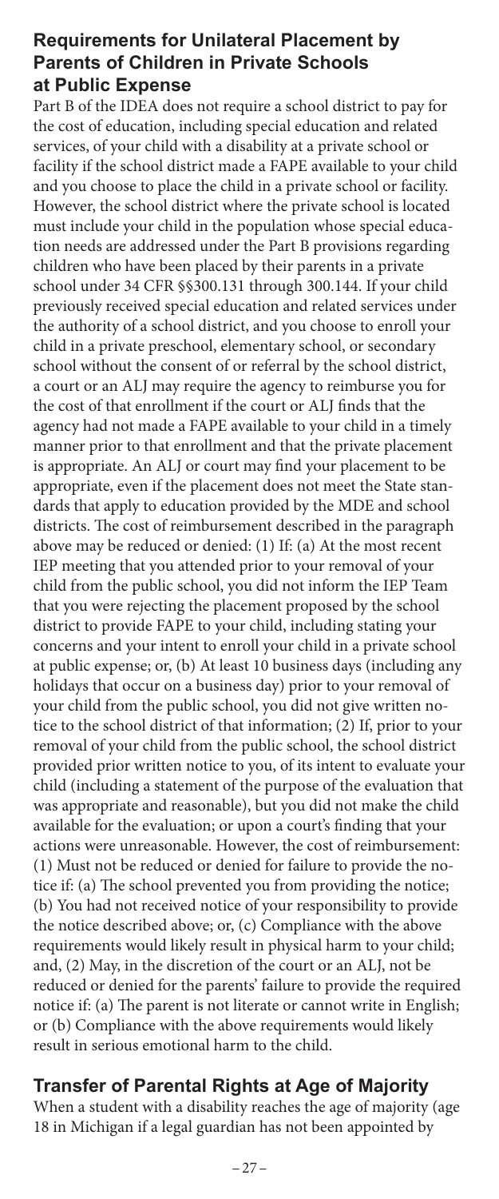## Requirements for Unilateral Placement by Parents of Children in Private Schools at Public Expense

Part B of the IDEA does not require a school district to pay for the cost of education, including special education and related services, of your child with a disability at a private school or facility if the school district made a FAPE available to your child and you choose to place the child in a private school or facility. However, the school district where the private school is located must include your child in the population whose special education needs are addressed under the Part B provisions regarding children who have been placed by their parents in a private school under 34 CFR §§300.131 through 300.144. If your child previously received special education and related services under the authority of a school district, and you choose to enroll your child in a private preschool, elementary school, or secondary school without the consent of or referral by the school district, a court or an ALJ may require the agency to reimburse you for the cost of that enrollment if the court or ALJ finds that the agency had not made a FAPE available to your child in a timely manner prior to that enrollment and that the private placement is appropriate. An ALJ or court may find your placement to be appropriate, even if the placement does not meet the State standards that apply to education provided by the MDE and school districts. The cost of reimbursement described in the paragraph above may be reduced or denied: (1) If: (a) At the most recent IEP meeting that you attended prior to your removal of your child from the public school, you did not inform the IEP Team that you were rejecting the placement proposed by the school district to provide FAPE to your child, including stating your concerns and your intent to enroll your child in a private school at public expense; or, (b) At least 10 business days (including any holidays that occur on a business day) prior to your removal of your child from the public school, you did not give written notice to the school district of that information; (2) If, prior to your removal of your child from the public school, the school district provided prior written notice to you, of its intent to evaluate your child (including a statement of the purpose of the evaluation that was appropriate and reasonable), but you did not make the child available for the evaluation; or upon a court's finding that your actions were unreasonable. However, the cost of reimbursement: (1) Must not be reduced or denied for failure to provide the notice if: (a) The school prevented you from providing the notice; (b) You had not received notice of your responsibility to provide the notice described above; or, (c) Compliance with the above requirements would likely result in physical harm to your child; and, (2) May, in the discretion of the court or an ALJ, not be reduced or denied for the parents' failure to provide the required notice if: (a) The parent is not literate or cannot write in English; or (b) Compliance with the above requirements would likely result in serious emotional harm to the child.

## Transfer of Parental Rights at Age of Majority

When a student with a disability reaches the age of majority (age 18 in Michigan if a legal guardian has not been appointed by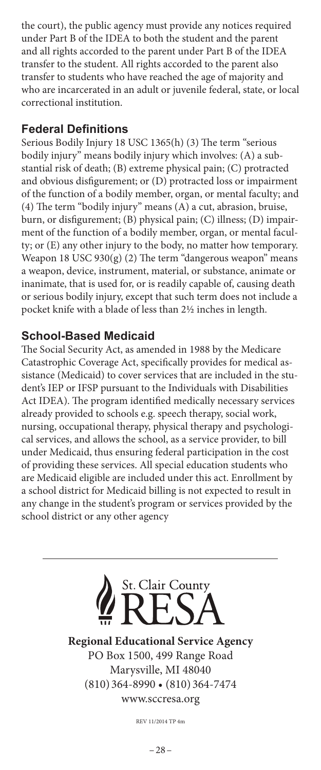the court), the public agency must provide any notices required under Part B of the IDEA to both the student and the parent and all rights accorded to the parent under Part B of the IDEA transfer to the student. All rights accorded to the parent also transfer to students who have reached the age of majority and who are incarcerated in an adult or juvenile federal, state, or local correctional institution.

## Federal Definitions

Serious Bodily Injury 18 USC 1365(h) (3) The term "serious bodily injury" means bodily injury which involves: (A) a substantial risk of death; (B) extreme physical pain; (C) protracted and obvious disfigurement; or (D) protracted loss or impairment of the function of a bodily member, organ, or mental faculty; and (4) The term "bodily injury" means (A) a cut, abrasion, bruise, burn, or disfigurement; (B) physical pain; (C) illness; (D) impairment of the function of a bodily member, organ, or mental faculty; or (E) any other injury to the body, no matter how temporary. Weapon 18 USC 930(g) (2) The term "dangerous weapon" means a weapon, device, instrument, material, or substance, animate or inanimate, that is used for, or is readily capable of, causing death or serious bodily injury, except that such term does not include a pocket knife with a blade of less than 2½ inches in length.

## School-Based Medicaid

The Social Security Act, as amended in 1988 by the Medicare Catastrophic Coverage Act, specifically provides for medical assistance (Medicaid) to cover services that are included in the student's IEP or IFSP pursuant to the Individuals with Disabilities Act IDEA). The program identified medically necessary services already provided to schools e.g. speech therapy, social work, nursing, occupational therapy, physical therapy and psychological services, and allows the school, as a service provider, to bill under Medicaid, thus ensuring federal participation in the cost of providing these services. All special education students who are Medicaid eligible are included under this act. Enrollment by a school district for Medicaid billing is not expected to result in any change in the student's program or services provided by the school district or any other agency

---

St. Clair County RESA

**Regional Educational Service Agency**
PO Box 1500, 499 Range Road
Marysville, MI 48040
(810) 364-8990 • (810) 364-7474
www.sccresa.org

REV 11/2014 TP 4m